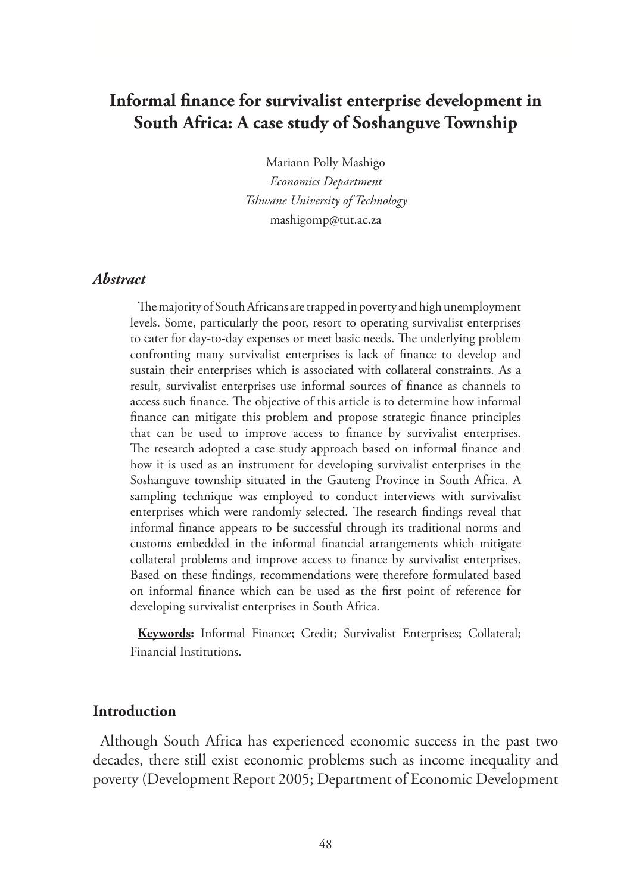# Informal finance for survivalist enterprise development in South Africa: A case study of Soshanguve Township

Mariann Polly Mashigo
*Economics Department*
*Tshwane University of Technology*
mashigomp@tut.ac.za

### *Abstract*

The majority of South Africans are trapped in poverty and high unemployment levels. Some, particularly the poor, resort to operating survivalist enterprises to cater for day-to-day expenses or meet basic needs. The underlying problem confronting many survivalist enterprises is lack of finance to develop and sustain their enterprises which is associated with collateral constraints. As a result, survivalist enterprises use informal sources of finance as channels to access such finance. The objective of this article is to determine how informal finance can mitigate this problem and propose strategic finance principles that can be used to improve access to finance by survivalist enterprises. The research adopted a case study approach based on informal finance and how it is used as an instrument for developing survivalist enterprises in the Soshanguve township situated in the Gauteng Province in South Africa. A sampling technique was employed to conduct interviews with survivalist enterprises which were randomly selected. The research findings reveal that informal finance appears to be successful through its traditional norms and customs embedded in the informal financial arrangements which mitigate collateral problems and improve access to finance by survivalist enterprises. Based on these findings, recommendations were therefore formulated based on informal finance which can be used as the first point of reference for developing survivalist enterprises in South Africa.

**Keywords:** Informal Finance; Credit; Survivalist Enterprises; Collateral; Financial Institutions.

### Introduction

Although South Africa has experienced economic success in the past two decades, there still exist economic problems such as income inequality and poverty (Development Report 2005; Department of Economic Development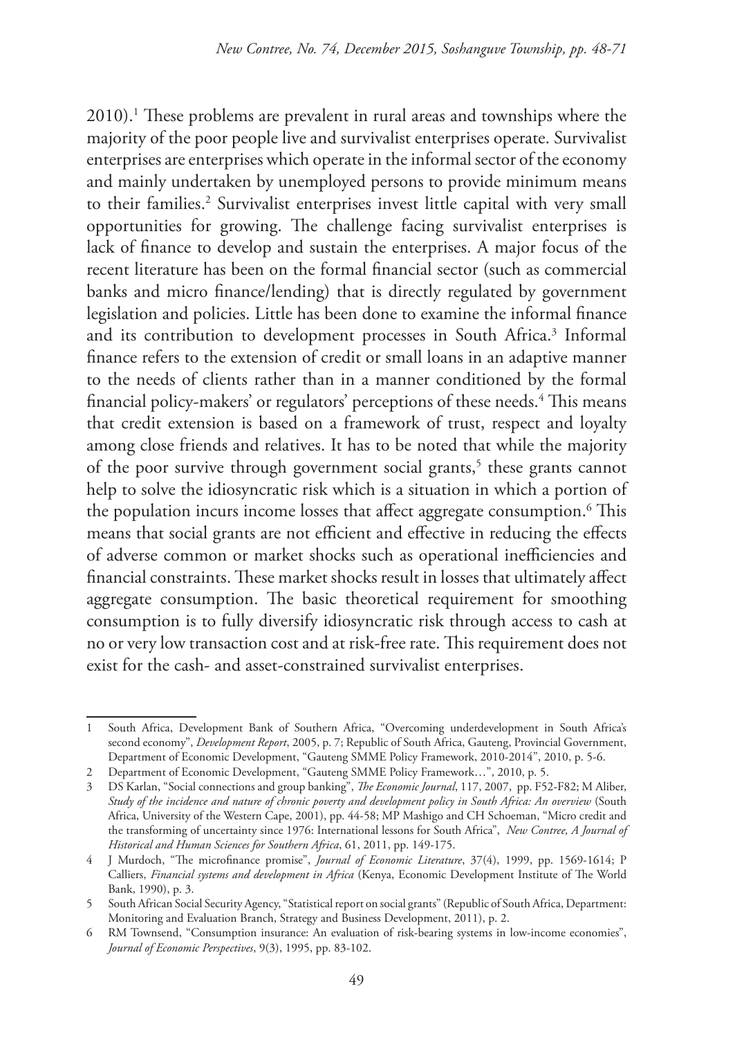2010).[1] These problems are prevalent in rural areas and townships where the majority of the poor people live and survivalist enterprises operate. Survivalist enterprises are enterprises which operate in the informal sector of the economy and mainly undertaken by unemployed persons to provide minimum means to their families.[2] Survivalist enterprises invest little capital with very small opportunities for growing. The challenge facing survivalist enterprises is lack of finance to develop and sustain the enterprises. A major focus of the recent literature has been on the formal financial sector (such as commercial banks and micro finance/lending) that is directly regulated by government legislation and policies. Little has been done to examine the informal finance and its contribution to development processes in South Africa.[3] Informal finance refers to the extension of credit or small loans in an adaptive manner to the needs of clients rather than in a manner conditioned by the formal financial policy-makers' or regulators' perceptions of these needs.[4] This means that credit extension is based on a framework of trust, respect and loyalty among close friends and relatives. It has to be noted that while the majority of the poor survive through government social grants,[5] these grants cannot help to solve the idiosyncratic risk which is a situation in which a portion of the population incurs income losses that affect aggregate consumption.[6] This means that social grants are not efficient and effective in reducing the effects of adverse common or market shocks such as operational inefficiencies and financial constraints. These market shocks result in losses that ultimately affect aggregate consumption. The basic theoretical requirement for smoothing consumption is to fully diversify idiosyncratic risk through access to cash at no or very low transaction cost and at risk-free rate. This requirement does not exist for the cash- and asset-constrained survivalist enterprises.

---

1 South Africa, Development Bank of Southern Africa, "Overcoming underdevelopment in South Africa's second economy", *Development Report*, 2005, p. 7; Republic of South Africa, Gauteng, Provincial Government, Department of Economic Development, "Gauteng SMME Policy Framework, 2010-2014", 2010, p. 5-6.

2 Department of Economic Development, "Gauteng SMME Policy Framework…", 2010, p. 5.

3 DS Karlan, "Social connections and group banking", *The Economic Journal*, 117, 2007, pp. F52-F82; M Aliber, *Study of the incidence and nature of chronic poverty and development policy in South Africa: An overview* (South Africa, University of the Western Cape, 2001), pp. 44-58; MP Mashigo and CH Schoeman, "Micro credit and the transforming of uncertainty since 1976: International lessons for South Africa", *New Contree, A Journal of Historical and Human Sciences for Southern Africa*, 61, 2011, pp. 149-175.

4 J Murdoch, "The microfinance promise", *Journal of Economic Literature*, 37(4), 1999, pp. 1569-1614; P Calliers, *Financial systems and development in Africa* (Kenya, Economic Development Institute of The World Bank, 1990), p. 3.

5 South African Social Security Agency, "Statistical report on social grants" (Republic of South Africa, Department: Monitoring and Evaluation Branch, Strategy and Business Development, 2011), p. 2.

6 RM Townsend, "Consumption insurance: An evaluation of risk-bearing systems in low-income economies", *Journal of Economic Perspectives*, 9(3), 1995, pp. 83-102.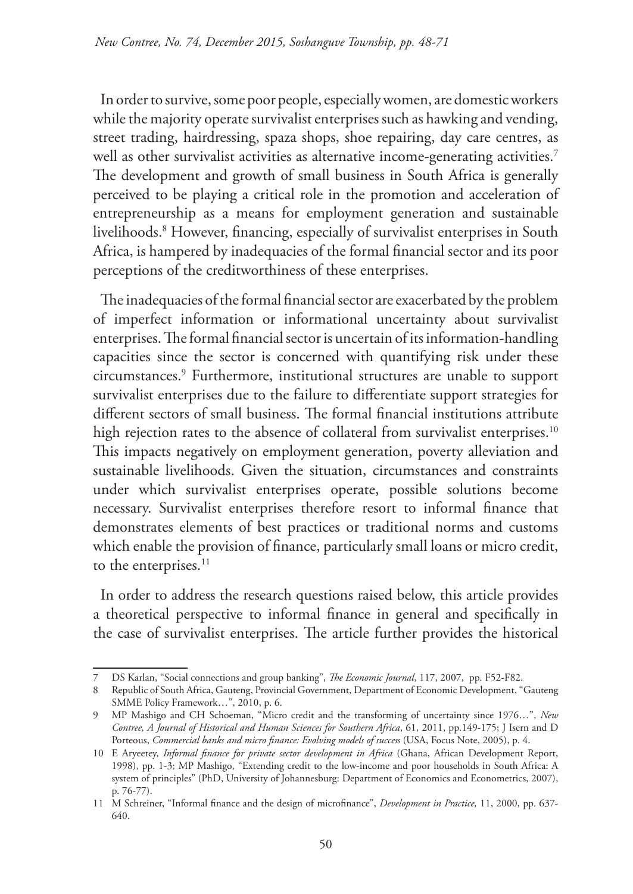In order to survive, some poor people, especially women, are domestic workers while the majority operate survivalist enterprises such as hawking and vending, street trading, hairdressing, spaza shops, shoe repairing, day care centres, as well as other survivalist activities as alternative income-generating activities.[7] The development and growth of small business in South Africa is generally perceived to be playing a critical role in the promotion and acceleration of entrepreneurship as a means for employment generation and sustainable livelihoods.[8] However, financing, especially of survivalist enterprises in South Africa, is hampered by inadequacies of the formal financial sector and its poor perceptions of the creditworthiness of these enterprises.

The inadequacies of the formal financial sector are exacerbated by the problem of imperfect information or informational uncertainty about survivalist enterprises. The formal financial sector is uncertain of its information-handling capacities since the sector is concerned with quantifying risk under these circumstances.[9] Furthermore, institutional structures are unable to support survivalist enterprises due to the failure to differentiate support strategies for different sectors of small business. The formal financial institutions attribute high rejection rates to the absence of collateral from survivalist enterprises.[10] This impacts negatively on employment generation, poverty alleviation and sustainable livelihoods. Given the situation, circumstances and constraints under which survivalist enterprises operate, possible solutions become necessary. Survivalist enterprises therefore resort to informal finance that demonstrates elements of best practices or traditional norms and customs which enable the provision of finance, particularly small loans or micro credit, to the enterprises.[11]

In order to address the research questions raised below, this article provides a theoretical perspective to informal finance in general and specifically in the case of survivalist enterprises. The article further provides the historical

---

7 DS Karlan, "Social connections and group banking", *The Economic Journal*, 117, 2007, pp. F52-F82.

8 Republic of South Africa, Gauteng, Provincial Government, Department of Economic Development, "Gauteng SMME Policy Framework…", 2010, p. 6.

9 MP Mashigo and CH Schoeman, "Micro credit and the transforming of uncertainty since 1976…", *New Contree, A Journal of Historical and Human Sciences for Southern Africa*, 61, 2011, pp.149-175; J Isern and D Porteous, *Commercial banks and micro finance: Evolving models of success* (USA, Focus Note, 2005), p. 4.

10 E Aryeetey, *Informal finance for private sector development in Africa* (Ghana, African Development Report, 1998), pp. 1-3; MP Mashigo, "Extending credit to the low-income and poor households in South Africa: A system of principles" (PhD, University of Johannesburg: Department of Economics and Econometrics, 2007), p. 76-77).

11 M Schreiner, "Informal finance and the design of microfinance", *Development in Practice,* 11, 2000, pp. 637-640.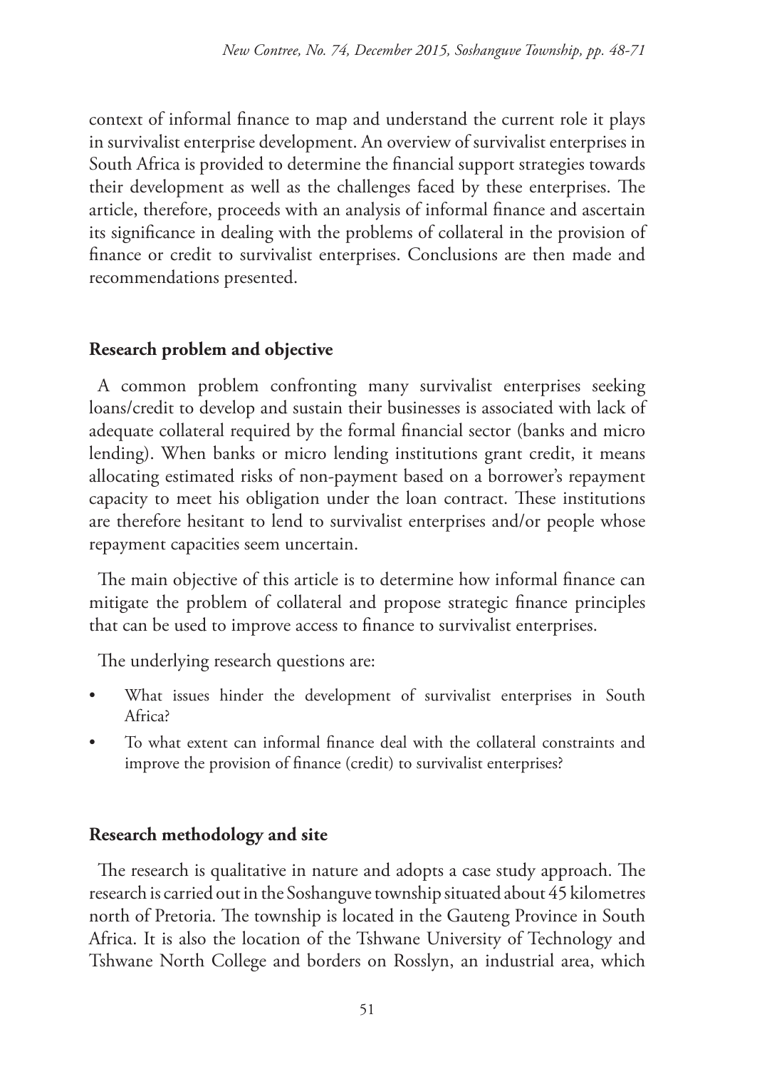context of informal finance to map and understand the current role it plays in survivalist enterprise development. An overview of survivalist enterprises in South Africa is provided to determine the financial support strategies towards their development as well as the challenges faced by these enterprises. The article, therefore, proceeds with an analysis of informal finance and ascertain its significance in dealing with the problems of collateral in the provision of finance or credit to survivalist enterprises. Conclusions are then made and recommendations presented.

## Research problem and objective

A common problem confronting many survivalist enterprises seeking loans/credit to develop and sustain their businesses is associated with lack of adequate collateral required by the formal financial sector (banks and micro lending). When banks or micro lending institutions grant credit, it means allocating estimated risks of non-payment based on a borrower's repayment capacity to meet his obligation under the loan contract. These institutions are therefore hesitant to lend to survivalist enterprises and/or people whose repayment capacities seem uncertain.

The main objective of this article is to determine how informal finance can mitigate the problem of collateral and propose strategic finance principles that can be used to improve access to finance to survivalist enterprises.

The underlying research questions are:

- What issues hinder the development of survivalist enterprises in South Africa?
- To what extent can informal finance deal with the collateral constraints and improve the provision of finance (credit) to survivalist enterprises?

## Research methodology and site

The research is qualitative in nature and adopts a case study approach. The research is carried out in the Soshanguve township situated about 45 kilometres north of Pretoria. The township is located in the Gauteng Province in South Africa. It is also the location of the Tshwane University of Technology and Tshwane North College and borders on Rosslyn, an industrial area, which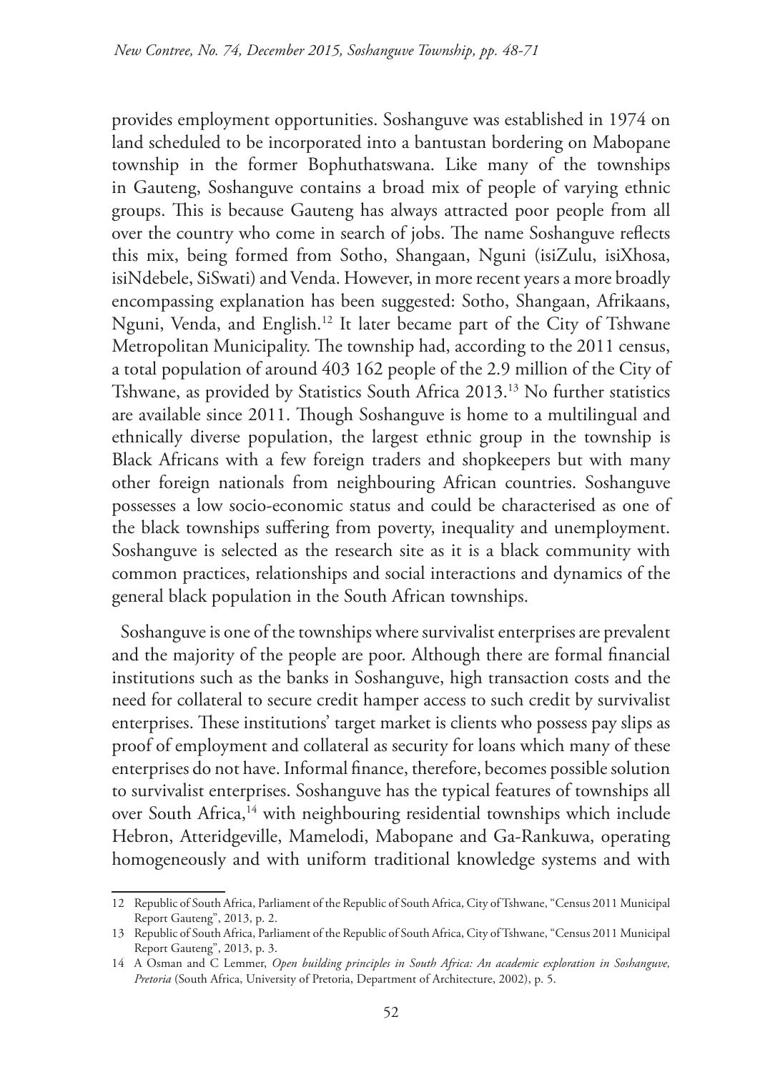provides employment opportunities. Soshanguve was established in 1974 on land scheduled to be incorporated into a bantustan bordering on Mabopane township in the former Bophuthatswana. Like many of the townships in Gauteng, Soshanguve contains a broad mix of people of varying ethnic groups. This is because Gauteng has always attracted poor people from all over the country who come in search of jobs. The name Soshanguve reflects this mix, being formed from Sotho, Shangaan, Nguni (isiZulu, isiXhosa, isiNdebele, SiSwati) and Venda. However, in more recent years a more broadly encompassing explanation has been suggested: Sotho, Shangaan, Afrikaans, Nguni, Venda, and English.[12] It later became part of the City of Tshwane Metropolitan Municipality. The township had, according to the 2011 census, a total population of around 403 162 people of the 2.9 million of the City of Tshwane, as provided by Statistics South Africa 2013.[13] No further statistics are available since 2011. Though Soshanguve is home to a multilingual and ethnically diverse population, the largest ethnic group in the township is Black Africans with a few foreign traders and shopkeepers but with many other foreign nationals from neighbouring African countries. Soshanguve possesses a low socio-economic status and could be characterised as one of the black townships suffering from poverty, inequality and unemployment. Soshanguve is selected as the research site as it is a black community with common practices, relationships and social interactions and dynamics of the general black population in the South African townships.

Soshanguve is one of the townships where survivalist enterprises are prevalent and the majority of the people are poor. Although there are formal financial institutions such as the banks in Soshanguve, high transaction costs and the need for collateral to secure credit hamper access to such credit by survivalist enterprises. These institutions' target market is clients who possess pay slips as proof of employment and collateral as security for loans which many of these enterprises do not have. Informal finance, therefore, becomes possible solution to survivalist enterprises. Soshanguve has the typical features of townships all over South Africa,[14] with neighbouring residential townships which include Hebron, Atteridgeville, Mamelodi, Mabopane and Ga-Rankuwa, operating homogeneously and with uniform traditional knowledge systems and with

---

12 Republic of South Africa, Parliament of the Republic of South Africa, City of Tshwane, "Census 2011 Municipal Report Gauteng", 2013, p. 2.

13 Republic of South Africa, Parliament of the Republic of South Africa, City of Tshwane, "Census 2011 Municipal Report Gauteng", 2013, p. 3.

14 A Osman and C Lemmer, *Open building principles in South Africa: An academic exploration in Soshanguve, Pretoria* (South Africa, University of Pretoria, Department of Architecture, 2002), p. 5.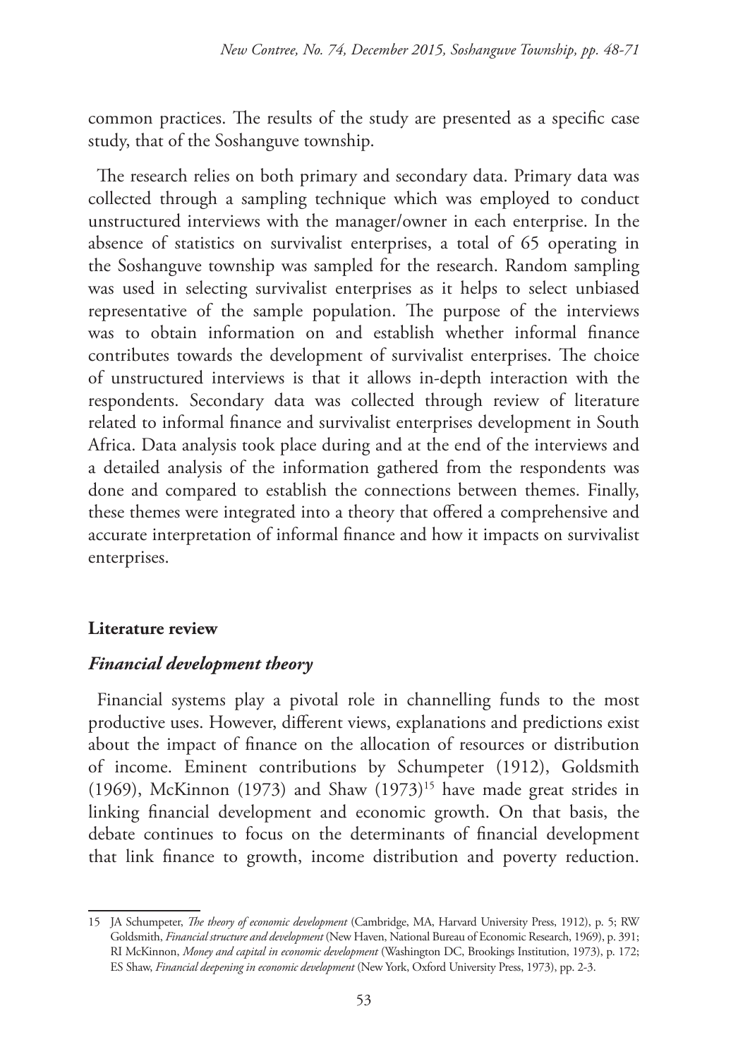common practices. The results of the study are presented as a specific case study, that of the Soshanguve township.

The research relies on both primary and secondary data. Primary data was collected through a sampling technique which was employed to conduct unstructured interviews with the manager/owner in each enterprise. In the absence of statistics on survivalist enterprises, a total of 65 operating in the Soshanguve township was sampled for the research. Random sampling was used in selecting survivalist enterprises as it helps to select unbiased representative of the sample population. The purpose of the interviews was to obtain information on and establish whether informal finance contributes towards the development of survivalist enterprises. The choice of unstructured interviews is that it allows in-depth interaction with the respondents. Secondary data was collected through review of literature related to informal finance and survivalist enterprises development in South Africa. Data analysis took place during and at the end of the interviews and a detailed analysis of the information gathered from the respondents was done and compared to establish the connections between themes. Finally, these themes were integrated into a theory that offered a comprehensive and accurate interpretation of informal finance and how it impacts on survivalist enterprises.

## Literature review

### *Financial development theory*

Financial systems play a pivotal role in channelling funds to the most productive uses. However, different views, explanations and predictions exist about the impact of finance on the allocation of resources or distribution of income. Eminent contributions by Schumpeter (1912), Goldsmith (1969), McKinnon (1973) and Shaw (1973)[15] have made great strides in linking financial development and economic growth. On that basis, the debate continues to focus on the determinants of financial development that link finance to growth, income distribution and poverty reduction.

---

15 JA Schumpeter, *The theory of economic development* (Cambridge, MA, Harvard University Press, 1912), p. 5; RW Goldsmith, *Financial structure and development* (New Haven, National Bureau of Economic Research, 1969), p. 391; RI McKinnon, *Money and capital in economic development* (Washington DC, Brookings Institution, 1973), p. 172; ES Shaw, *Financial deepening in economic development* (New York, Oxford University Press, 1973), pp. 2-3.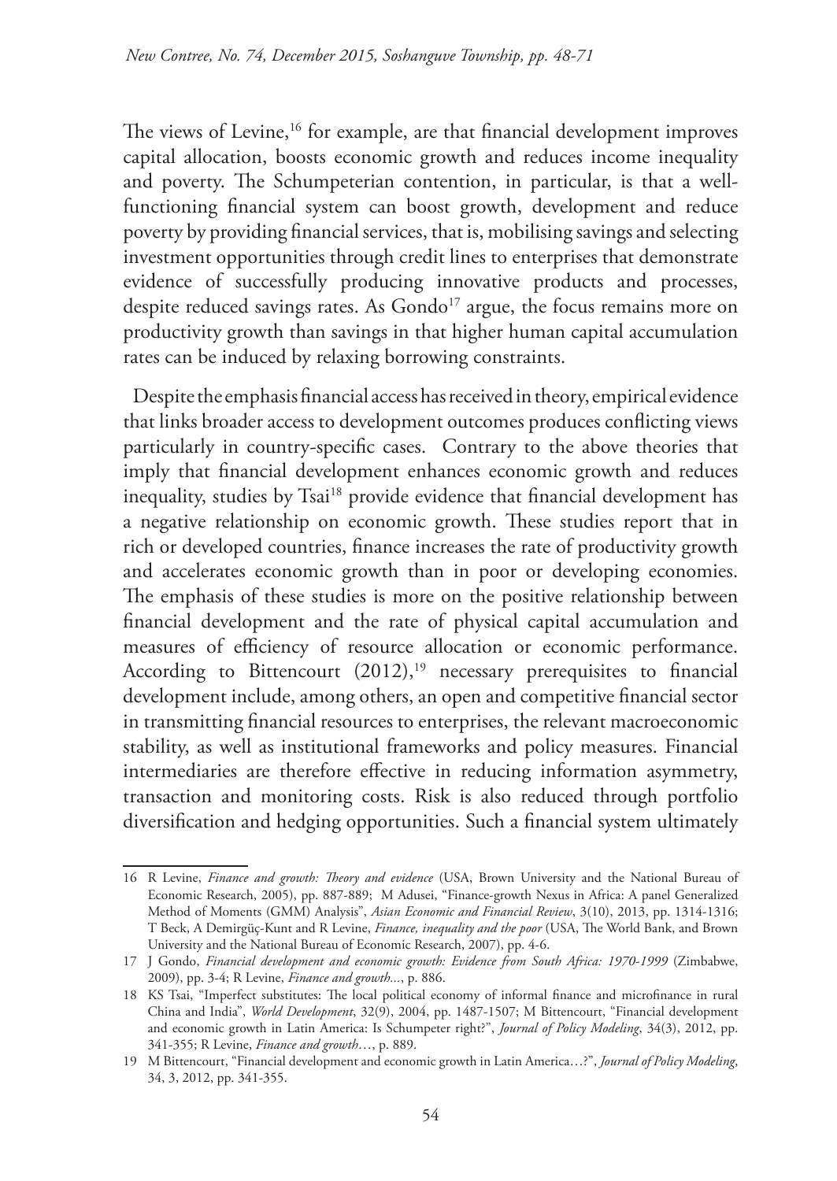The views of Levine,[16] for example, are that financial development improves capital allocation, boosts economic growth and reduces income inequality and poverty. The Schumpeterian contention, in particular, is that a well-functioning financial system can boost growth, development and reduce poverty by providing financial services, that is, mobilising savings and selecting investment opportunities through credit lines to enterprises that demonstrate evidence of successfully producing innovative products and processes, despite reduced savings rates. As Gondo[17] argue, the focus remains more on productivity growth than savings in that higher human capital accumulation rates can be induced by relaxing borrowing constraints.

Despite the emphasis financial access has received in theory, empirical evidence that links broader access to development outcomes produces conflicting views particularly in country-specific cases. Contrary to the above theories that imply that financial development enhances economic growth and reduces inequality, studies by Tsai[18] provide evidence that financial development has a negative relationship on economic growth. These studies report that in rich or developed countries, finance increases the rate of productivity growth and accelerates economic growth than in poor or developing economies. The emphasis of these studies is more on the positive relationship between financial development and the rate of physical capital accumulation and measures of efficiency of resource allocation or economic performance. According to Bittencourt (2012),[19] necessary prerequisites to financial development include, among others, an open and competitive financial sector in transmitting financial resources to enterprises, the relevant macroeconomic stability, as well as institutional frameworks and policy measures. Financial intermediaries are therefore effective in reducing information asymmetry, transaction and monitoring costs. Risk is also reduced through portfolio diversification and hedging opportunities. Such a financial system ultimately

---

16 R Levine, *Finance and growth: Theory and evidence* (USA, Brown University and the National Bureau of Economic Research, 2005), pp. 887-889; M Adusei, "Finance-growth Nexus in Africa: A panel Generalized Method of Moments (GMM) Analysis", *Asian Economic and Financial Review*, 3(10), 2013, pp. 1314-1316; T Beck, A Demirgüç-Kunt and R Levine, *Finance, inequality and the poor* (USA, The World Bank, and Brown University and the National Bureau of Economic Research, 2007), pp. 4-6.

17 J Gondo, *Financial development and economic growth: Evidence from South Africa: 1970-1999* (Zimbabwe, 2009), pp. 3-4; R Levine, *Finance and growth...*, p. 886.

18 KS Tsai, "Imperfect substitutes: The local political economy of informal finance and microfinance in rural China and India", *World Development*, 32(9), 2004, pp. 1487-1507; M Bittencourt, "Financial development and economic growth in Latin America: Is Schumpeter right?", *Journal of Policy Modeling*, 34(3), 2012, pp. 341-355; R Levine, *Finance and growth*…, p. 889.

19 M Bittencourt, "Financial development and economic growth in Latin America…?", *Journal of Policy Modeling*, 34, 3, 2012, pp. 341-355.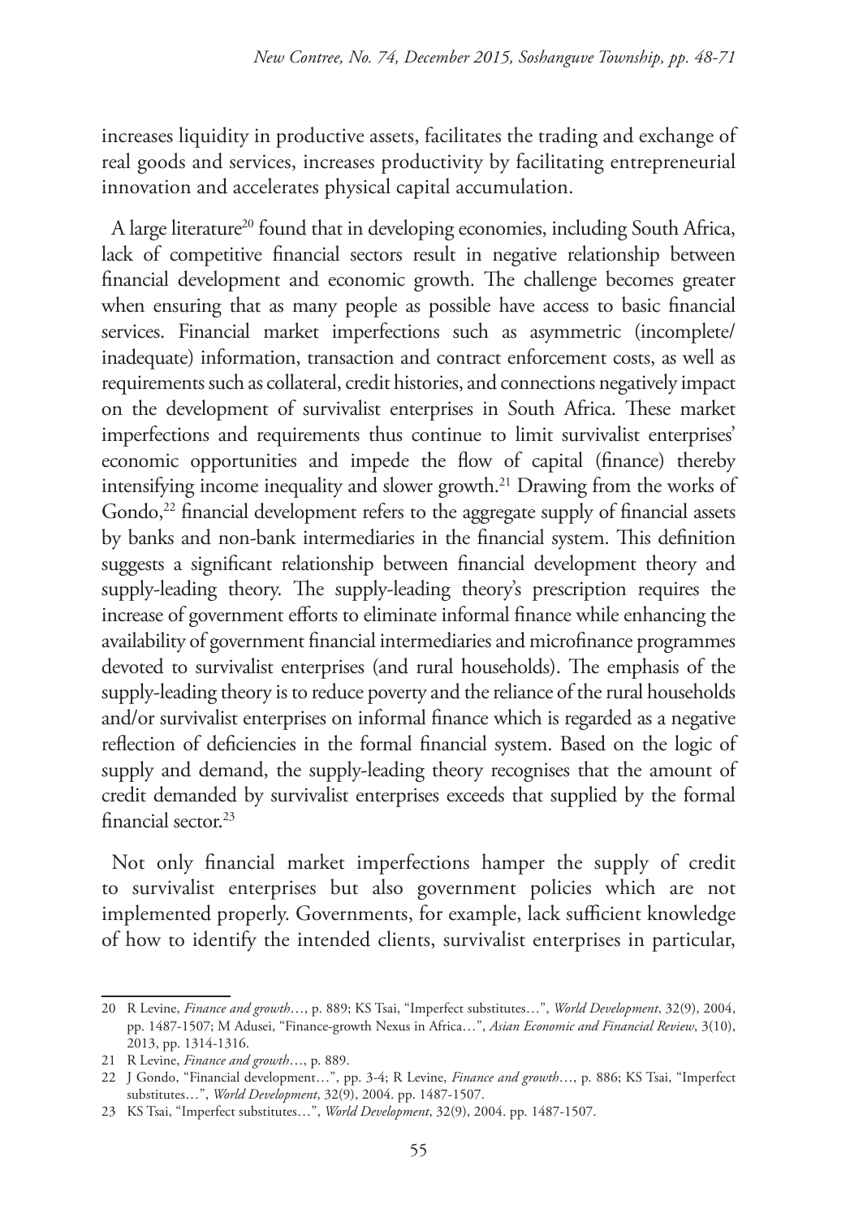increases liquidity in productive assets, facilitates the trading and exchange of real goods and services, increases productivity by facilitating entrepreneurial innovation and accelerates physical capital accumulation.

A large literature[20] found that in developing economies, including South Africa, lack of competitive financial sectors result in negative relationship between financial development and economic growth. The challenge becomes greater when ensuring that as many people as possible have access to basic financial services. Financial market imperfections such as asymmetric (incomplete/inadequate) information, transaction and contract enforcement costs, as well as requirements such as collateral, credit histories, and connections negatively impact on the development of survivalist enterprises in South Africa. These market imperfections and requirements thus continue to limit survivalist enterprises' economic opportunities and impede the flow of capital (finance) thereby intensifying income inequality and slower growth.[21] Drawing from the works of Gondo,[22] financial development refers to the aggregate supply of financial assets by banks and non-bank intermediaries in the financial system. This definition suggests a significant relationship between financial development theory and supply-leading theory. The supply-leading theory's prescription requires the increase of government efforts to eliminate informal finance while enhancing the availability of government financial intermediaries and microfinance programmes devoted to survivalist enterprises (and rural households). The emphasis of the supply-leading theory is to reduce poverty and the reliance of the rural households and/or survivalist enterprises on informal finance which is regarded as a negative reflection of deficiencies in the formal financial system. Based on the logic of supply and demand, the supply-leading theory recognises that the amount of credit demanded by survivalist enterprises exceeds that supplied by the formal financial sector.[23]

Not only financial market imperfections hamper the supply of credit to survivalist enterprises but also government policies which are not implemented properly. Governments, for example, lack sufficient knowledge of how to identify the intended clients, survivalist enterprises in particular,

---

20 R Levine, *Finance and growth*…, p. 889; KS Tsai, "Imperfect substitutes…", *World Development*, 32(9), 2004, pp. 1487-1507; M Adusei, "Finance-growth Nexus in Africa…", *Asian Economic and Financial Review*, 3(10), 2013, pp. 1314-1316.

21 R Levine, *Finance and growth*…, p. 889.

22 J Gondo, "Financial development…", pp. 3-4; R Levine, *Finance and growth*…, p. 886; KS Tsai, "Imperfect substitutes…", *World Development*, 32(9), 2004. pp. 1487-1507.

23 KS Tsai, "Imperfect substitutes…", *World Development*, 32(9), 2004. pp. 1487-1507.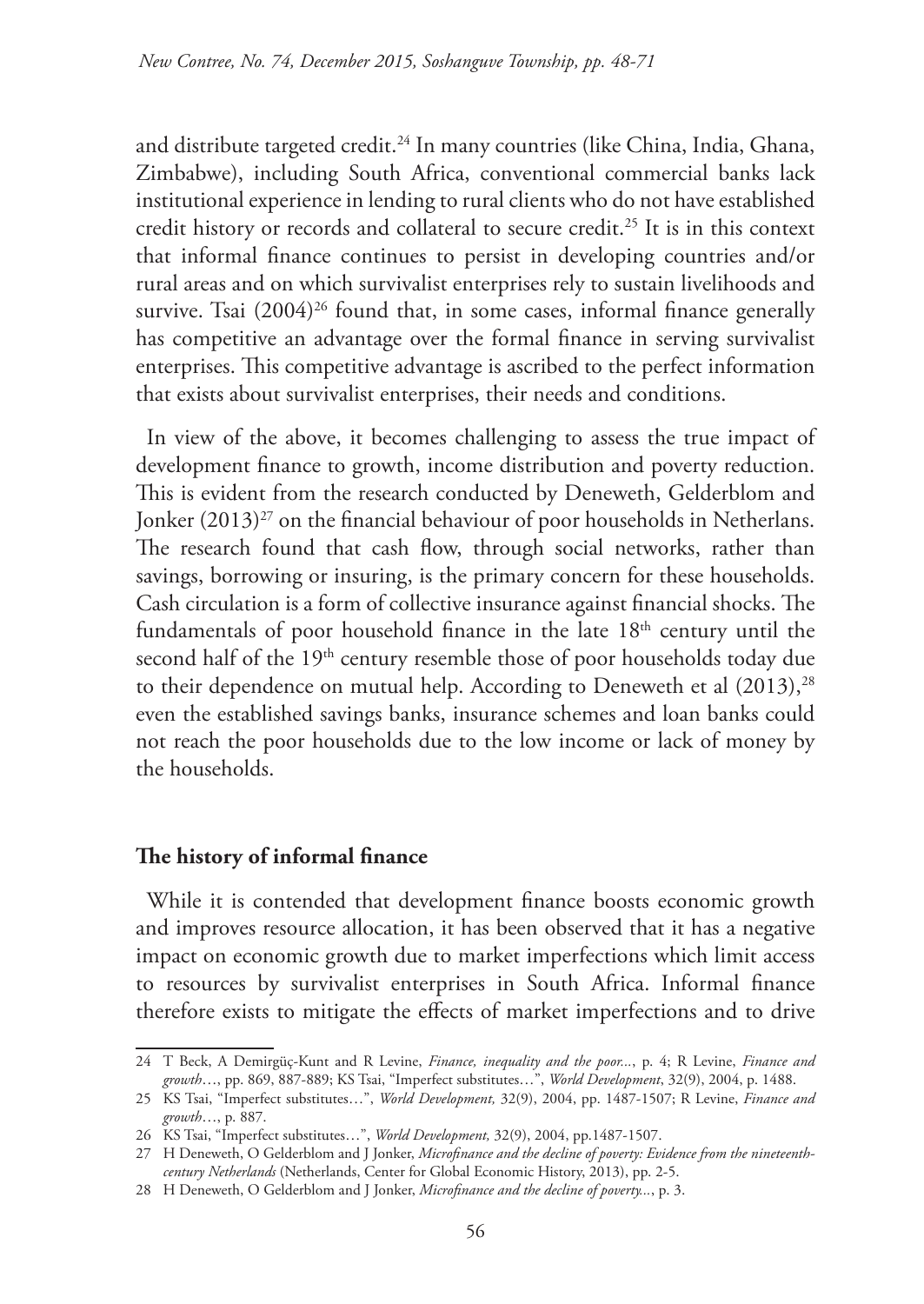and distribute targeted credit.[24] In many countries (like China, India, Ghana, Zimbabwe), including South Africa, conventional commercial banks lack institutional experience in lending to rural clients who do not have established credit history or records and collateral to secure credit.[25] It is in this context that informal finance continues to persist in developing countries and/or rural areas and on which survivalist enterprises rely to sustain livelihoods and survive. Tsai (2004)[26] found that, in some cases, informal finance generally has competitive an advantage over the formal finance in serving survivalist enterprises. This competitive advantage is ascribed to the perfect information that exists about survivalist enterprises, their needs and conditions.

In view of the above, it becomes challenging to assess the true impact of development finance to growth, income distribution and poverty reduction. This is evident from the research conducted by Deneweth, Gelderblom and Jonker (2013)[27] on the financial behaviour of poor households in Netherlans. The research found that cash flow, through social networks, rather than savings, borrowing or insuring, is the primary concern for these households. Cash circulation is a form of collective insurance against financial shocks. The fundamentals of poor household finance in the late 18th century until the second half of the 19th century resemble those of poor households today due to their dependence on mutual help. According to Deneweth et al (2013),[28] even the established savings banks, insurance schemes and loan banks could not reach the poor households due to the low income or lack of money by the households.

## The history of informal finance

While it is contended that development finance boosts economic growth and improves resource allocation, it has been observed that it has a negative impact on economic growth due to market imperfections which limit access to resources by survivalist enterprises in South Africa. Informal finance therefore exists to mitigate the effects of market imperfections and to drive

---

24 T Beck, A Demirgüç-Kunt and R Levine, *Finance, inequality and the poor...*, p. 4; R Levine, *Finance and growth*…, pp. 869, 887-889; KS Tsai, "Imperfect substitutes…", *World Development*, 32(9), 2004, p. 1488.

25 KS Tsai, "Imperfect substitutes…", *World Development,* 32(9), 2004, pp. 1487-1507; R Levine, *Finance and growth*…, p. 887.

26 KS Tsai, "Imperfect substitutes…", *World Development,* 32(9), 2004, pp.1487-1507.

27 H Deneweth, O Gelderblom and J Jonker, *Microfinance and the decline of poverty: Evidence from the nineteenth-century Netherlands* (Netherlands, Center for Global Economic History, 2013), pp. 2-5.

28 H Deneweth, O Gelderblom and J Jonker, *Microfinance and the decline of poverty...*, p. 3.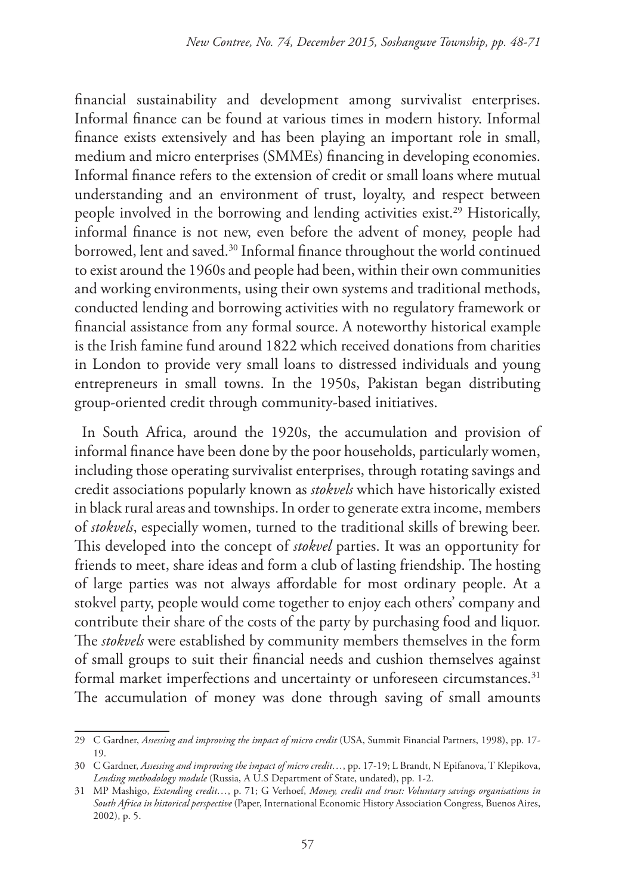financial sustainability and development among survivalist enterprises. Informal finance can be found at various times in modern history. Informal finance exists extensively and has been playing an important role in small, medium and micro enterprises (SMMEs) financing in developing economies. Informal finance refers to the extension of credit or small loans where mutual understanding and an environment of trust, loyalty, and respect between people involved in the borrowing and lending activities exist.[29] Historically, informal finance is not new, even before the advent of money, people had borrowed, lent and saved.[30] Informal finance throughout the world continued to exist around the 1960s and people had been, within their own communities and working environments, using their own systems and traditional methods, conducted lending and borrowing activities with no regulatory framework or financial assistance from any formal source. A noteworthy historical example is the Irish famine fund around 1822 which received donations from charities in London to provide very small loans to distressed individuals and young entrepreneurs in small towns. In the 1950s, Pakistan began distributing group-oriented credit through community-based initiatives.

In South Africa, around the 1920s, the accumulation and provision of informal finance have been done by the poor households, particularly women, including those operating survivalist enterprises, through rotating savings and credit associations popularly known as *stokvels* which have historically existed in black rural areas and townships. In order to generate extra income, members of *stokvels*, especially women, turned to the traditional skills of brewing beer. This developed into the concept of *stokvel* parties. It was an opportunity for friends to meet, share ideas and form a club of lasting friendship. The hosting of large parties was not always affordable for most ordinary people. At a stokvel party, people would come together to enjoy each others' company and contribute their share of the costs of the party by purchasing food and liquor. The *stokvels* were established by community members themselves in the form of small groups to suit their financial needs and cushion themselves against formal market imperfections and uncertainty or unforeseen circumstances.[31] The accumulation of money was done through saving of small amounts

---

29 C Gardner, *Assessing and improving the impact of micro credit* (USA, Summit Financial Partners, 1998), pp. 17-19.

30 C Gardner, *Assessing and improving the impact of micro credit…*, pp. 17-19; L Brandt, N Epifanova, T Klepikova, *Lending methodology module* (Russia, A U.S Department of State, undated), pp. 1-2.

31 MP Mashigo, *Extending credit…*, p. 71; G Verhoef, *Money, credit and trust: Voluntary savings organisations in South Africa in historical perspective* (Paper, International Economic History Association Congress, Buenos Aires, 2002), p. 5.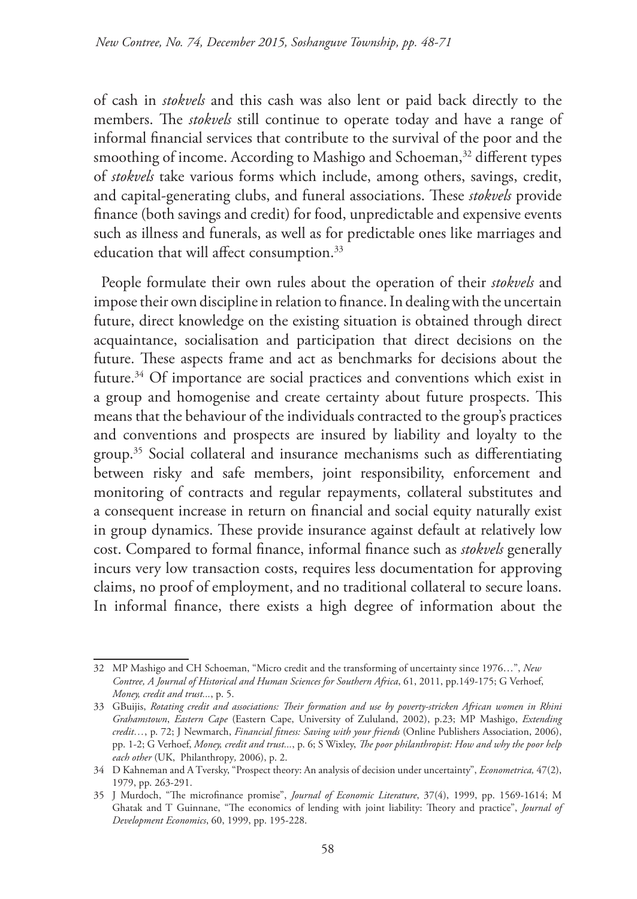of cash in *stokvels* and this cash was also lent or paid back directly to the members. The *stokvels* still continue to operate today and have a range of informal financial services that contribute to the survival of the poor and the smoothing of income. According to Mashigo and Schoeman,[32] different types of *stokvels* take various forms which include, among others, savings, credit, and capital-generating clubs, and funeral associations. These *stokvels* provide finance (both savings and credit) for food, unpredictable and expensive events such as illness and funerals, as well as for predictable ones like marriages and education that will affect consumption.[33]

People formulate their own rules about the operation of their *stokvels* and impose their own discipline in relation to finance. In dealing with the uncertain future, direct knowledge on the existing situation is obtained through direct acquaintance, socialisation and participation that direct decisions on the future. These aspects frame and act as benchmarks for decisions about the future.[34] Of importance are social practices and conventions which exist in a group and homogenise and create certainty about future prospects. This means that the behaviour of the individuals contracted to the group's practices and conventions and prospects are insured by liability and loyalty to the group.[35] Social collateral and insurance mechanisms such as differentiating between risky and safe members, joint responsibility, enforcement and monitoring of contracts and regular repayments, collateral substitutes and a consequent increase in return on financial and social equity naturally exist in group dynamics. These provide insurance against default at relatively low cost. Compared to formal finance, informal finance such as *stokvels* generally incurs very low transaction costs, requires less documentation for approving claims, no proof of employment, and no traditional collateral to secure loans. In informal finance, there exists a high degree of information about the

---

32 MP Mashigo and CH Schoeman, "Micro credit and the transforming of uncertainty since 1976…", *New Contree, A Journal of Historical and Human Sciences for Southern Africa*, 61, 2011, pp.149-175; G Verhoef, *Money, credit and trust...*, p. 5.

33 GBuijis, *Rotating credit and associations: Their formation and use by poverty-stricken African women in Rhini Grahamstown*, *Eastern Cape* (Eastern Cape, University of Zululand, 2002), p.23; MP Mashigo, *Extending credit…*, p. 72; J Newmarch, *Financial fitness: Saving with your friends* (Online Publishers Association, 2006), pp. 1-2; G Verhoef, *Money, credit and trust...*, p. 6; S Wixley, *The poor philanthropist: How and why the poor help each other* (UK, Philanthropy, 2006), p. 2.

34 D Kahneman and A Tversky, "Prospect theory: An analysis of decision under uncertainty", *Econometrica,* 47(2), 1979, pp. 263-291.

35 J Murdoch, "The microfinance promise", *Journal of Economic Literature*, 37(4), 1999, pp. 1569-1614; M Ghatak and T Guinnane, "The economics of lending with joint liability: Theory and practice", *Journal of Development Economics*, 60, 1999, pp. 195-228.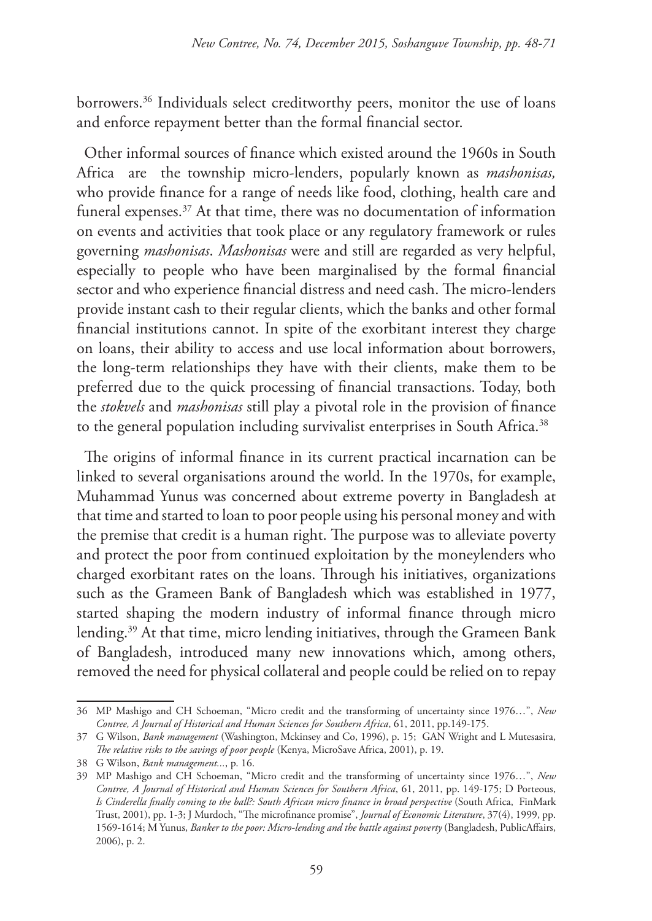borrowers.[36] Individuals select creditworthy peers, monitor the use of loans and enforce repayment better than the formal financial sector.

Other informal sources of finance which existed around the 1960s in South Africa are the township micro-lenders, popularly known as *mashonisas,* who provide finance for a range of needs like food, clothing, health care and funeral expenses.[37] At that time, there was no documentation of information on events and activities that took place or any regulatory framework or rules governing *mashonisas*. *Mashonisas* were and still are regarded as very helpful, especially to people who have been marginalised by the formal financial sector and who experience financial distress and need cash. The micro-lenders provide instant cash to their regular clients, which the banks and other formal financial institutions cannot. In spite of the exorbitant interest they charge on loans, their ability to access and use local information about borrowers, the long-term relationships they have with their clients, make them to be preferred due to the quick processing of financial transactions. Today, both the *stokvels* and *mashonisas* still play a pivotal role in the provision of finance to the general population including survivalist enterprises in South Africa.[38]

The origins of informal finance in its current practical incarnation can be linked to several organisations around the world. In the 1970s, for example, Muhammad Yunus was concerned about extreme poverty in Bangladesh at that time and started to loan to poor people using his personal money and with the premise that credit is a human right. The purpose was to alleviate poverty and protect the poor from continued exploitation by the moneylenders who charged exorbitant rates on the loans. Through his initiatives, organizations such as the Grameen Bank of Bangladesh which was established in 1977, started shaping the modern industry of informal finance through micro lending.[39] At that time, micro lending initiatives, through the Grameen Bank of Bangladesh, introduced many new innovations which, among others, removed the need for physical collateral and people could be relied on to repay

---

36 MP Mashigo and CH Schoeman, "Micro credit and the transforming of uncertainty since 1976…", *New Contree, A Journal of Historical and Human Sciences for Southern Africa*, 61, 2011, pp.149-175.

37 G Wilson, *Bank management* (Washington, Mckinsey and Co, 1996), p. 15; GAN Wright and L Mutesasira, *The relative risks to the savings of poor people* (Kenya, MicroSave Africa, 2001), p. 19.

38 G Wilson, *Bank management...*, p. 16.

39 MP Mashigo and CH Schoeman, "Micro credit and the transforming of uncertainty since 1976…", *New Contree, A Journal of Historical and Human Sciences for Southern Africa*, 61, 2011, pp. 149-175; D Porteous, *Is Cinderella finally coming to the ball?: South African micro finance in broad perspective* (South Africa, FinMark Trust, 2001), pp. 1-3; J Murdoch, "The microfinance promise", *Journal of Economic Literature*, 37(4), 1999, pp. 1569-1614; M Yunus, *Banker to the poor: Micro-lending and the battle against poverty* (Bangladesh, PublicAffairs, 2006), p. 2.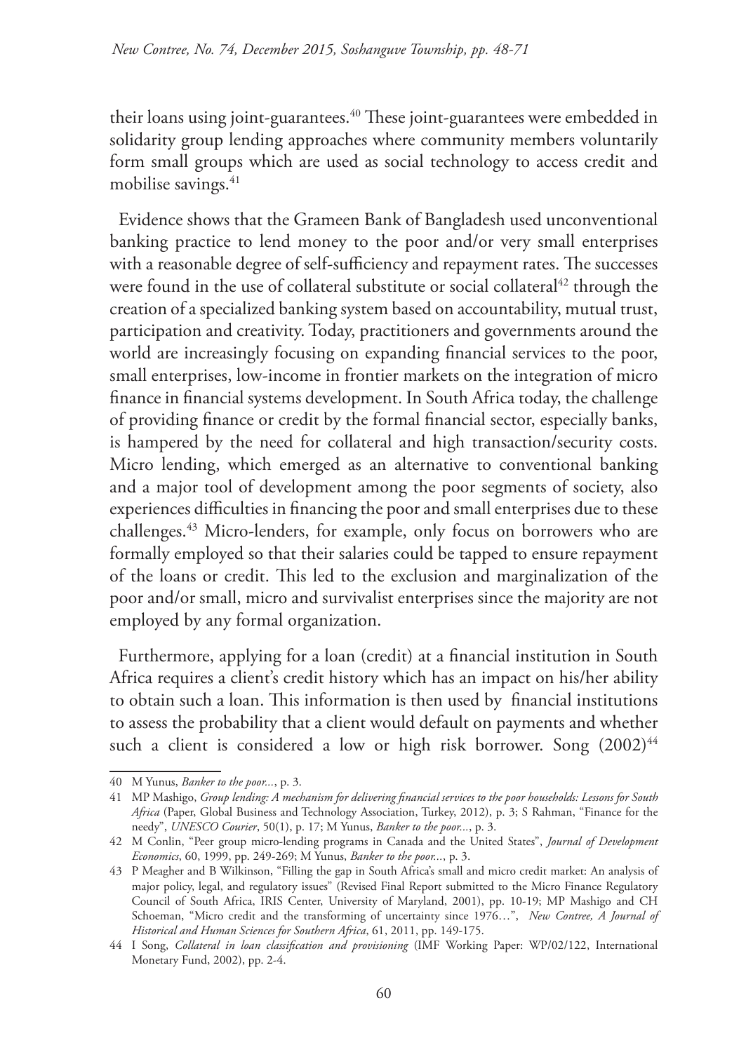their loans using joint-guarantees.[40] These joint-guarantees were embedded in solidarity group lending approaches where community members voluntarily form small groups which are used as social technology to access credit and mobilise savings.[41]

Evidence shows that the Grameen Bank of Bangladesh used unconventional banking practice to lend money to the poor and/or very small enterprises with a reasonable degree of self-sufficiency and repayment rates. The successes were found in the use of collateral substitute or social collateral[42] through the creation of a specialized banking system based on accountability, mutual trust, participation and creativity. Today, practitioners and governments around the world are increasingly focusing on expanding financial services to the poor, small enterprises, low-income in frontier markets on the integration of micro finance in financial systems development. In South Africa today, the challenge of providing finance or credit by the formal financial sector, especially banks, is hampered by the need for collateral and high transaction/security costs. Micro lending, which emerged as an alternative to conventional banking and a major tool of development among the poor segments of society, also experiences difficulties in financing the poor and small enterprises due to these challenges.[43] Micro-lenders, for example, only focus on borrowers who are formally employed so that their salaries could be tapped to ensure repayment of the loans or credit. This led to the exclusion and marginalization of the poor and/or small, micro and survivalist enterprises since the majority are not employed by any formal organization.

Furthermore, applying for a loan (credit) at a financial institution in South Africa requires a client's credit history which has an impact on his/her ability to obtain such a loan. This information is then used by financial institutions to assess the probability that a client would default on payments and whether such a client is considered a low or high risk borrower. Song (2002)[44]

---

40 M Yunus, *Banker to the poor...*, p. 3.

41 MP Mashigo, *Group lending: A mechanism for delivering financial services to the poor households: Lessons for South Africa* (Paper, Global Business and Technology Association, Turkey, 2012), p. 3; S Rahman, "Finance for the needy", *UNESCO Courier*, 50(1), p. 17; M Yunus, *Banker to the poor...*, p. 3.

42 M Conlin, "Peer group micro-lending programs in Canada and the United States", *Journal of Development Economics*, 60, 1999, pp. 249-269; M Yunus, *Banker to the poor...*, p. 3.

43 P Meagher and B Wilkinson, "Filling the gap in South Africa's small and micro credit market: An analysis of major policy, legal, and regulatory issues" (Revised Final Report submitted to the Micro Finance Regulatory Council of South Africa, IRIS Center, University of Maryland, 2001), pp. 10-19; MP Mashigo and CH Schoeman, "Micro credit and the transforming of uncertainty since 1976…", *New Contree, A Journal of Historical and Human Sciences for Southern Africa*, 61, 2011, pp. 149-175.

44 I Song, *Collateral in loan classification and provisioning* (IMF Working Paper: WP/02/122, International Monetary Fund, 2002), pp. 2-4.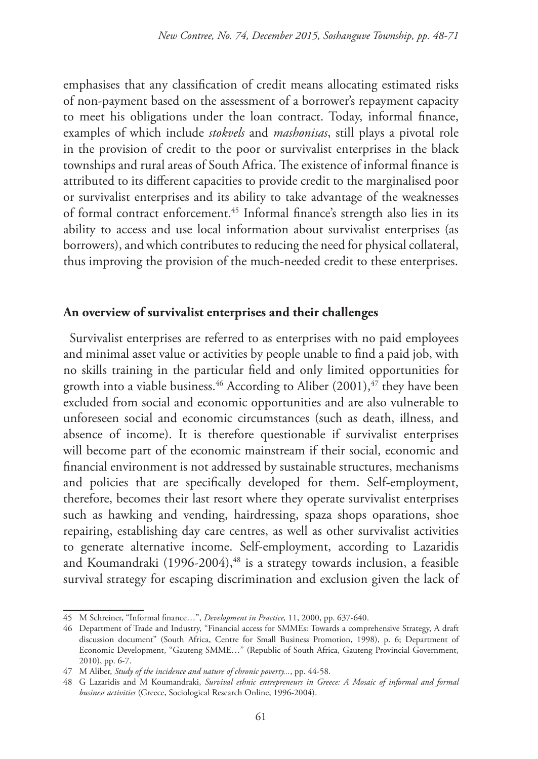emphasises that any classification of credit means allocating estimated risks of non-payment based on the assessment of a borrower's repayment capacity to meet his obligations under the loan contract. Today, informal finance, examples of which include *stokvels* and *mashonisas*, still plays a pivotal role in the provision of credit to the poor or survivalist enterprises in the black townships and rural areas of South Africa. The existence of informal finance is attributed to its different capacities to provide credit to the marginalised poor or survivalist enterprises and its ability to take advantage of the weaknesses of formal contract enforcement.[45] Informal finance's strength also lies in its ability to access and use local information about survivalist enterprises (as borrowers), and which contributes to reducing the need for physical collateral, thus improving the provision of the much-needed credit to these enterprises.

## An overview of survivalist enterprises and their challenges

Survivalist enterprises are referred to as enterprises with no paid employees and minimal asset value or activities by people unable to find a paid job, with no skills training in the particular field and only limited opportunities for growth into a viable business.[46] According to Aliber (2001),[47] they have been excluded from social and economic opportunities and are also vulnerable to unforeseen social and economic circumstances (such as death, illness, and absence of income). It is therefore questionable if survivalist enterprises will become part of the economic mainstream if their social, economic and financial environment is not addressed by sustainable structures, mechanisms and policies that are specifically developed for them. Self-employment, therefore, becomes their last resort where they operate survivalist enterprises such as hawking and vending, hairdressing, spaza shops oparations, shoe repairing, establishing day care centres, as well as other survivalist activities to generate alternative income. Self-employment, according to Lazaridis and Koumandraki (1996-2004),[48] is a strategy towards inclusion, a feasible survival strategy for escaping discrimination and exclusion given the lack of

---

45 M Schreiner, "Informal finance…", *Development in Practice,* 11, 2000, pp. 637-640.

46 Department of Trade and Industry, "Financial access for SMMEs: Towards a comprehensive Strategy, A draft discussion document" (South Africa, Centre for Small Business Promotion, 1998), p. 6; Department of Economic Development, "Gauteng SMME…" (Republic of South Africa, Gauteng Provincial Government, 2010), pp. 6-7.

47 M Aliber, *Study of the incidence and nature of chronic poverty...*, pp. 44-58.

48 G Lazaridis and M Koumandraki, *Survival ethnic entrepreneurs in Greece: A Mosaic of informal and formal business activities* (Greece, Sociological Research Online, 1996-2004).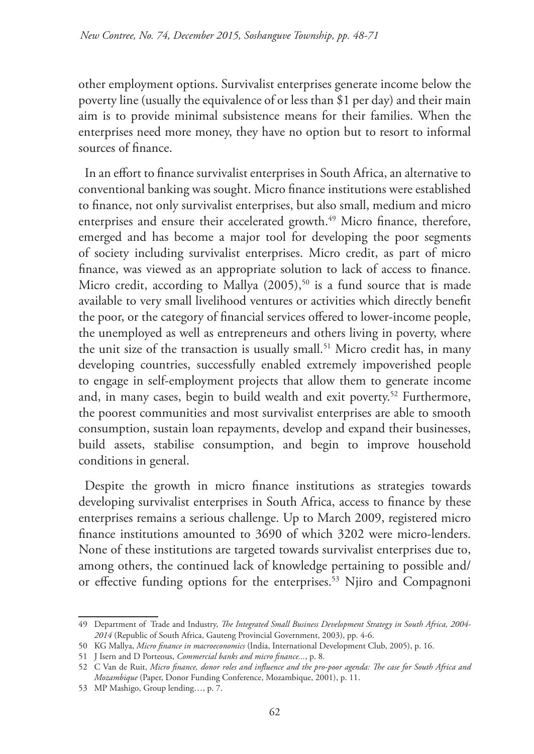other employment options. Survivalist enterprises generate income below the poverty line (usually the equivalence of or less than $1 per day) and their main aim is to provide minimal subsistence means for their families. When the enterprises need more money, they have no option but to resort to informal sources of finance.

In an effort to finance survivalist enterprises in South Africa, an alternative to conventional banking was sought. Micro finance institutions were established to finance, not only survivalist enterprises, but also small, medium and micro enterprises and ensure their accelerated growth.[49] Micro finance, therefore, emerged and has become a major tool for developing the poor segments of society including survivalist enterprises. Micro credit, as part of micro finance, was viewed as an appropriate solution to lack of access to finance. Micro credit, according to Mallya (2005),[50] is a fund source that is made available to very small livelihood ventures or activities which directly benefit the poor, or the category of financial services offered to lower-income people, the unemployed as well as entrepreneurs and others living in poverty, where the unit size of the transaction is usually small.[51] Micro credit has, in many developing countries, successfully enabled extremely impoverished people to engage in self-employment projects that allow them to generate income and, in many cases, begin to build wealth and exit poverty.[52] Furthermore, the poorest communities and most survivalist enterprises are able to smooth consumption, sustain loan repayments, develop and expand their businesses, build assets, stabilise consumption, and begin to improve household conditions in general.

Despite the growth in micro finance institutions as strategies towards developing survivalist enterprises in South Africa, access to finance by these enterprises remains a serious challenge. Up to March 2009, registered micro finance institutions amounted to 3690 of which 3202 were micro-lenders. None of these institutions are targeted towards survivalist enterprises due to, among others, the continued lack of knowledge pertaining to possible and/or effective funding options for the enterprises.[53] Njiro and Compagnoni

---

49 Department of Trade and Industry, *The Integrated Small Business Development Strategy in South Africa, 2004-2014* (Republic of South Africa, Gauteng Provincial Government, 2003), pp. 4-6.

50 KG Mallya, *Micro finance in macroeconomics* (India, International Development Club, 2005), p. 16.

51 J Isern and D Porteous, *Commercial banks and micro finance...*, p. 8.

52 C Van de Ruit, *Micro finance, donor roles and influence and the pro-poor agenda: The case for South Africa and Mozambique* (Paper, Donor Funding Conference, Mozambique, 2001), p. 11.

53 MP Mashigo, Group lending…, p. 7.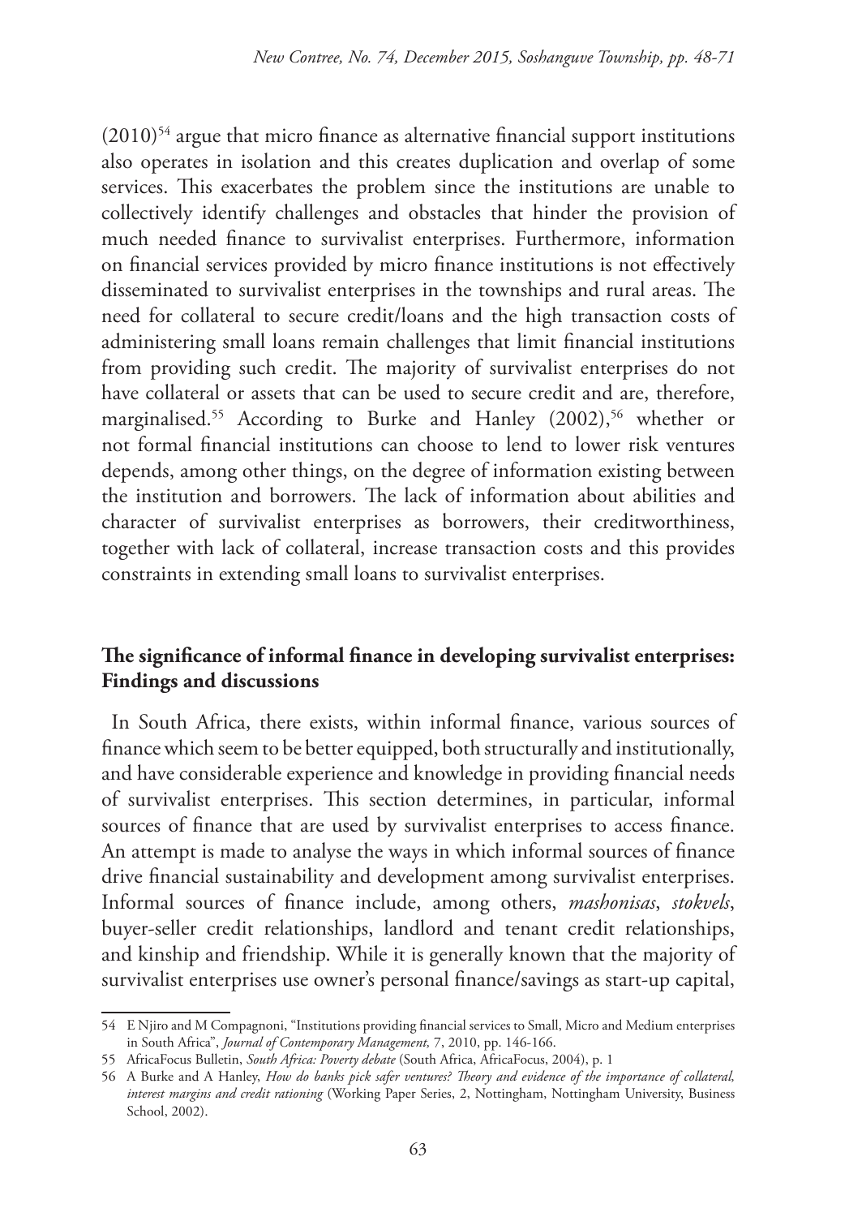(2010)[54] argue that micro finance as alternative financial support institutions also operates in isolation and this creates duplication and overlap of some services. This exacerbates the problem since the institutions are unable to collectively identify challenges and obstacles that hinder the provision of much needed finance to survivalist enterprises. Furthermore, information on financial services provided by micro finance institutions is not effectively disseminated to survivalist enterprises in the townships and rural areas. The need for collateral to secure credit/loans and the high transaction costs of administering small loans remain challenges that limit financial institutions from providing such credit. The majority of survivalist enterprises do not have collateral or assets that can be used to secure credit and are, therefore, marginalised.[55] According to Burke and Hanley (2002),[56] whether or not formal financial institutions can choose to lend to lower risk ventures depends, among other things, on the degree of information existing between the institution and borrowers. The lack of information about abilities and character of survivalist enterprises as borrowers, their creditworthiness, together with lack of collateral, increase transaction costs and this provides constraints in extending small loans to survivalist enterprises.

## The significance of informal finance in developing survivalist enterprises: Findings and discussions

In South Africa, there exists, within informal finance, various sources of finance which seem to be better equipped, both structurally and institutionally, and have considerable experience and knowledge in providing financial needs of survivalist enterprises. This section determines, in particular, informal sources of finance that are used by survivalist enterprises to access finance. An attempt is made to analyse the ways in which informal sources of finance drive financial sustainability and development among survivalist enterprises. Informal sources of finance include, among others, *mashonisas*, *stokvels*, buyer-seller credit relationships, landlord and tenant credit relationships, and kinship and friendship. While it is generally known that the majority of survivalist enterprises use owner's personal finance/savings as start-up capital,

---

54 E Njiro and M Compagnoni, "Institutions providing financial services to Small, Micro and Medium enterprises in South Africa", *Journal of Contemporary Management,* 7, 2010, pp. 146-166.

55 AfricaFocus Bulletin, *South Africa: Poverty debate* (South Africa, AfricaFocus, 2004), p. 1

56 A Burke and A Hanley, *How do banks pick safer ventures? Theory and evidence of the importance of collateral, interest margins and credit rationing* (Working Paper Series, 2, Nottingham, Nottingham University, Business School, 2002).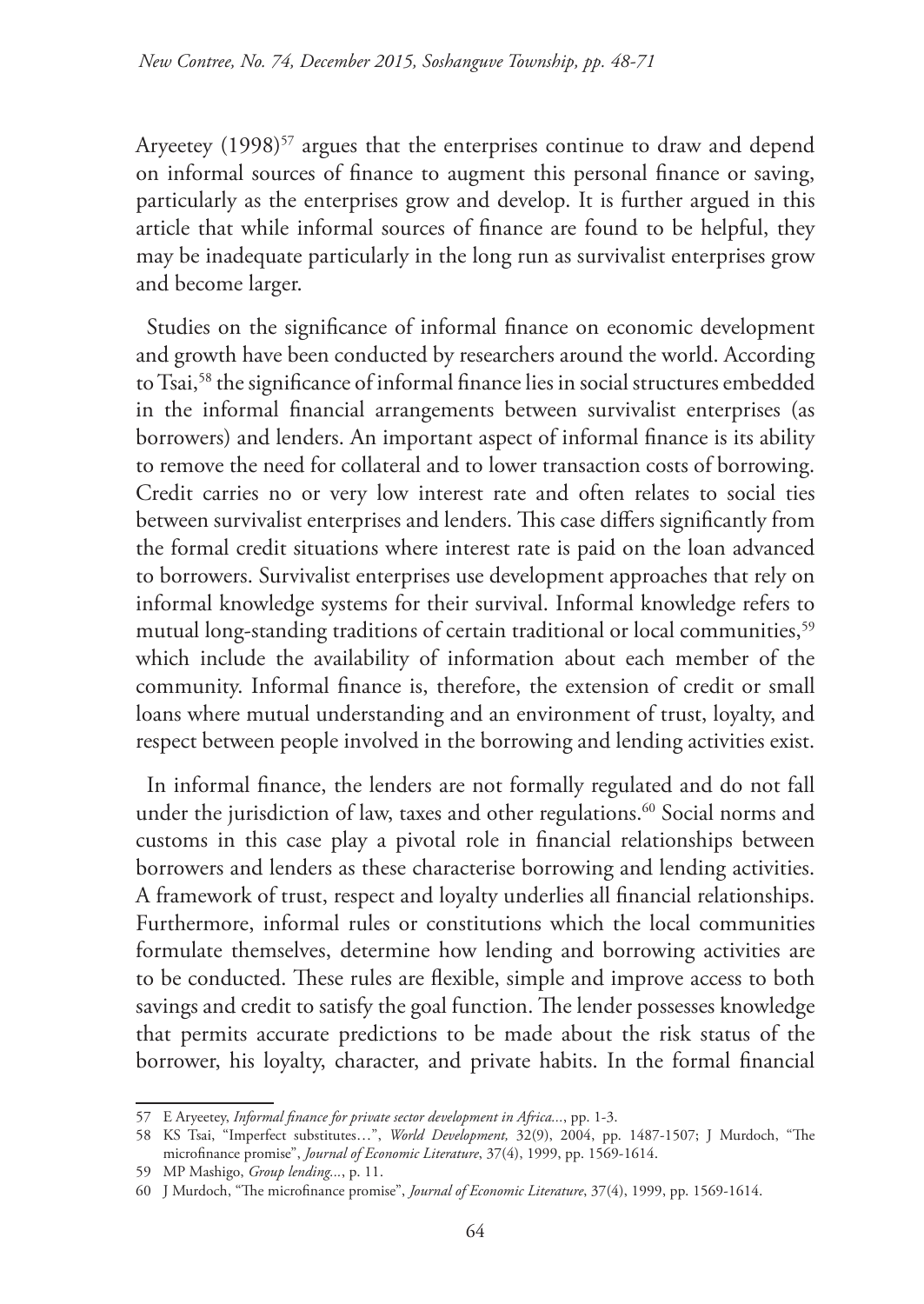Aryeetey (1998)[57] argues that the enterprises continue to draw and depend on informal sources of finance to augment this personal finance or saving, particularly as the enterprises grow and develop. It is further argued in this article that while informal sources of finance are found to be helpful, they may be inadequate particularly in the long run as survivalist enterprises grow and become larger.

Studies on the significance of informal finance on economic development and growth have been conducted by researchers around the world. According to Tsai,[58] the significance of informal finance lies in social structures embedded in the informal financial arrangements between survivalist enterprises (as borrowers) and lenders. An important aspect of informal finance is its ability to remove the need for collateral and to lower transaction costs of borrowing. Credit carries no or very low interest rate and often relates to social ties between survivalist enterprises and lenders. This case differs significantly from the formal credit situations where interest rate is paid on the loan advanced to borrowers. Survivalist enterprises use development approaches that rely on informal knowledge systems for their survival. Informal knowledge refers to mutual long-standing traditions of certain traditional or local communities,[59] which include the availability of information about each member of the community. Informal finance is, therefore, the extension of credit or small loans where mutual understanding and an environment of trust, loyalty, and respect between people involved in the borrowing and lending activities exist.

In informal finance, the lenders are not formally regulated and do not fall under the jurisdiction of law, taxes and other regulations.[60] Social norms and customs in this case play a pivotal role in financial relationships between borrowers and lenders as these characterise borrowing and lending activities. A framework of trust, respect and loyalty underlies all financial relationships. Furthermore, informal rules or constitutions which the local communities formulate themselves, determine how lending and borrowing activities are to be conducted. These rules are flexible, simple and improve access to both savings and credit to satisfy the goal function. The lender possesses knowledge that permits accurate predictions to be made about the risk status of the borrower, his loyalty, character, and private habits. In the formal financial

---

57 E Aryeetey, *Informal finance for private sector development in Africa...*, pp. 1-3.

58 KS Tsai, "Imperfect substitutes…", *World Development,* 32(9), 2004, pp. 1487-1507; J Murdoch, "The microfinance promise", *Journal of Economic Literature*, 37(4), 1999, pp. 1569-1614.

59 MP Mashigo, *Group lending...*, p. 11.

60 J Murdoch, "The microfinance promise", *Journal of Economic Literature*, 37(4), 1999, pp. 1569-1614.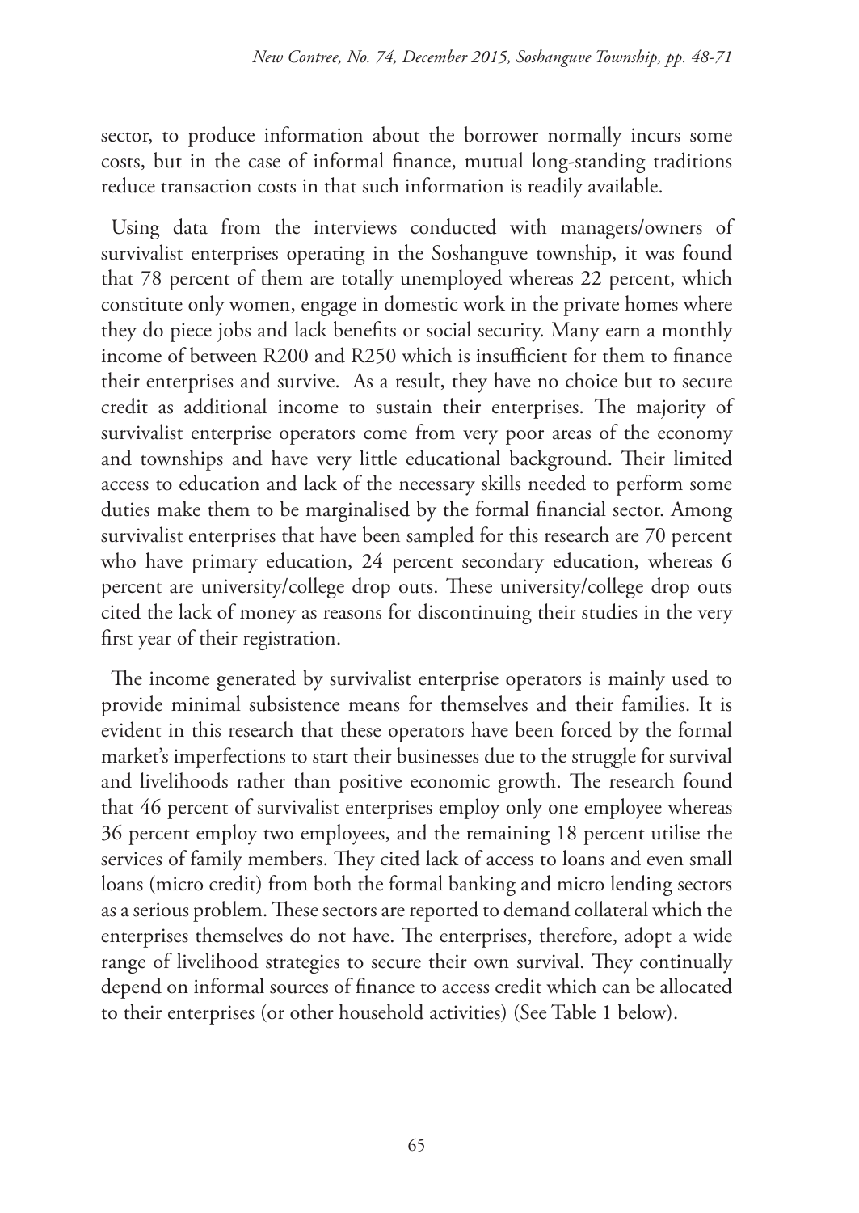sector, to produce information about the borrower normally incurs some costs, but in the case of informal finance, mutual long-standing traditions reduce transaction costs in that such information is readily available.

Using data from the interviews conducted with managers/owners of survivalist enterprises operating in the Soshanguve township, it was found that 78 percent of them are totally unemployed whereas 22 percent, which constitute only women, engage in domestic work in the private homes where they do piece jobs and lack benefits or social security. Many earn a monthly income of between R200 and R250 which is insufficient for them to finance their enterprises and survive. As a result, they have no choice but to secure credit as additional income to sustain their enterprises. The majority of survivalist enterprise operators come from very poor areas of the economy and townships and have very little educational background. Their limited access to education and lack of the necessary skills needed to perform some duties make them to be marginalised by the formal financial sector. Among survivalist enterprises that have been sampled for this research are 70 percent who have primary education, 24 percent secondary education, whereas 6 percent are university/college drop outs. These university/college drop outs cited the lack of money as reasons for discontinuing their studies in the very first year of their registration.

The income generated by survivalist enterprise operators is mainly used to provide minimal subsistence means for themselves and their families. It is evident in this research that these operators have been forced by the formal market's imperfections to start their businesses due to the struggle for survival and livelihoods rather than positive economic growth. The research found that 46 percent of survivalist enterprises employ only one employee whereas 36 percent employ two employees, and the remaining 18 percent utilise the services of family members. They cited lack of access to loans and even small loans (micro credit) from both the formal banking and micro lending sectors as a serious problem. These sectors are reported to demand collateral which the enterprises themselves do not have. The enterprises, therefore, adopt a wide range of livelihood strategies to secure their own survival. They continually depend on informal sources of finance to access credit which can be allocated to their enterprises (or other household activities) (See Table 1 below).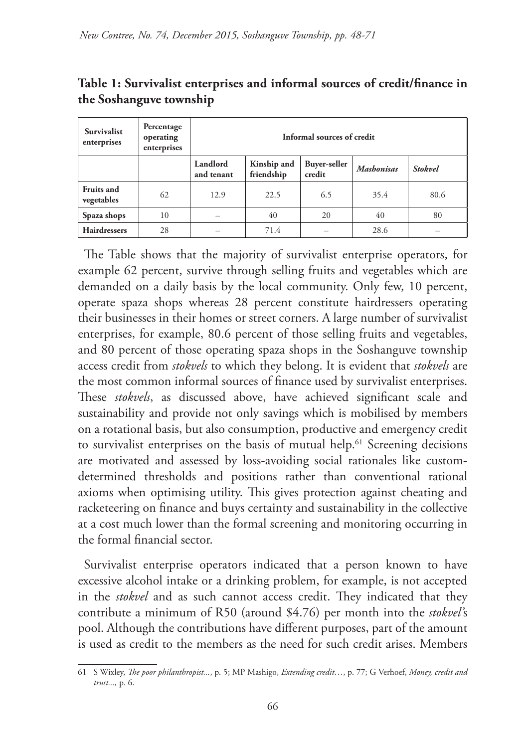**Table 1: Survivalist enterprises and informal sources of credit/finance in the Soshanguve township**

| Survivalist enterprises | Percentage operating enterprises | Informal sources of credit | | | | |
|---|---|---|---|---|---|---|
| | | Landlord and tenant | Kinship and friendship | Buyer-seller credit | *Mashonisas* | *Stokvel* |
| **Fruits and vegetables** | 62 | 12.9 | 22.5 | 6.5 | 35.4 | 80.6 |
| **Spaza shops** | 10 | – | 40 | 20 | 40 | 80 |
| **Hairdressers** | 28 | – | 71.4 | – | 28.6 | – |

The Table shows that the majority of survivalist enterprise operators, for example 62 percent, survive through selling fruits and vegetables which are demanded on a daily basis by the local community. Only few, 10 percent, operate spaza shops whereas 28 percent constitute hairdressers operating their businesses in their homes or street corners. A large number of survivalist enterprises, for example, 80.6 percent of those selling fruits and vegetables, and 80 percent of those operating spaza shops in the Soshanguve township access credit from *stokvels* to which they belong. It is evident that *stokvels* are the most common informal sources of finance used by survivalist enterprises. These *stokvels*, as discussed above, have achieved significant scale and sustainability and provide not only savings which is mobilised by members on a rotational basis, but also consumption, productive and emergency credit to survivalist enterprises on the basis of mutual help.[61] Screening decisions are motivated and assessed by loss-avoiding social rationales like custom-determined thresholds and positions rather than conventional rational axioms when optimising utility. This gives protection against cheating and racketeering on finance and buys certainty and sustainability in the collective at a cost much lower than the formal screening and monitoring occurring in the formal financial sector.

Survivalist enterprise operators indicated that a person known to have excessive alcohol intake or a drinking problem, for example, is not accepted in the *stokvel* and as such cannot access credit. They indicated that they contribute a minimum of R50 (around $4.76) per month into the *stokvel*'s pool. Although the contributions have different purposes, part of the amount is used as credit to the members as the need for such credit arises. Members

---

61 S Wixley, *The poor philanthropist...*, p. 5; MP Mashigo, *Extending credit…*, p. 77; G Verhoef, *Money, credit and trust...,* p. 6.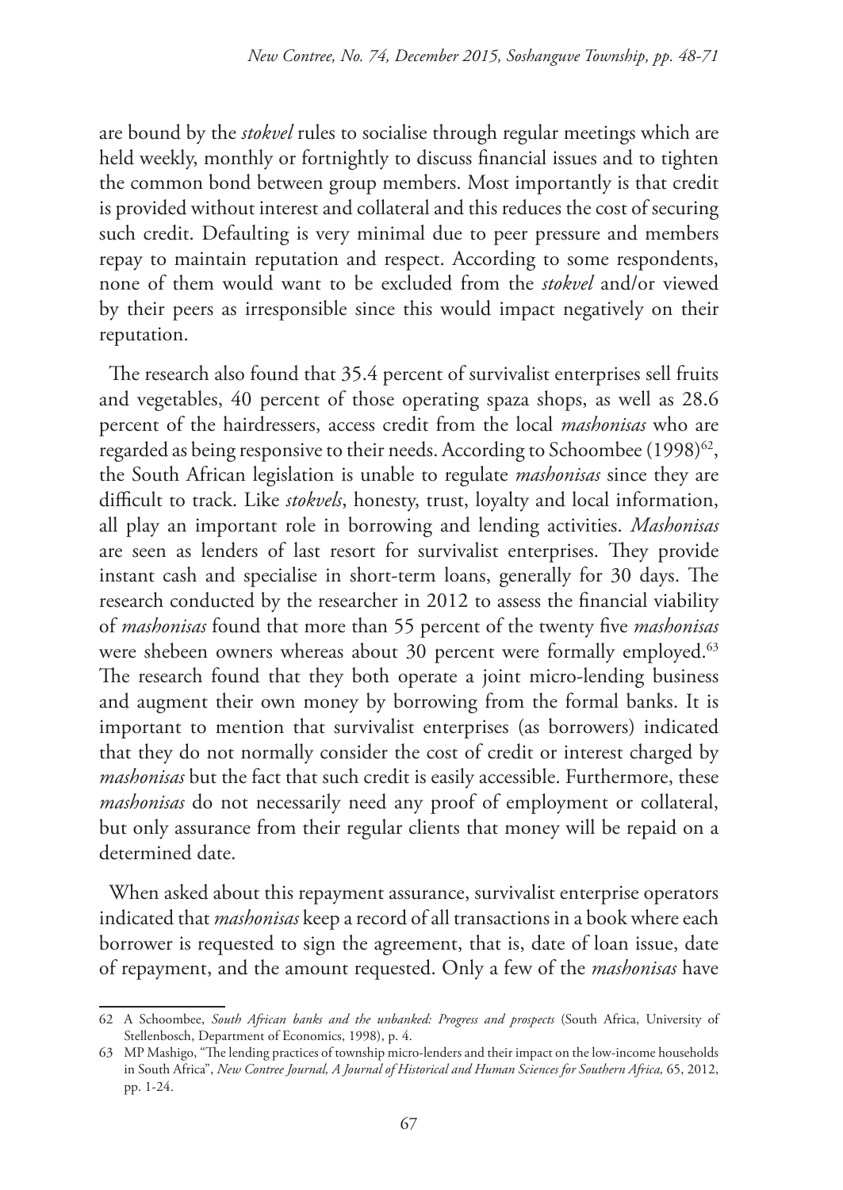are bound by the *stokvel* rules to socialise through regular meetings which are held weekly, monthly or fortnightly to discuss financial issues and to tighten the common bond between group members. Most importantly is that credit is provided without interest and collateral and this reduces the cost of securing such credit. Defaulting is very minimal due to peer pressure and members repay to maintain reputation and respect. According to some respondents, none of them would want to be excluded from the *stokvel* and/or viewed by their peers as irresponsible since this would impact negatively on their reputation.

The research also found that 35.4 percent of survivalist enterprises sell fruits and vegetables, 40 percent of those operating spaza shops, as well as 28.6 percent of the hairdressers, access credit from the local *mashonisas* who are regarded as being responsive to their needs. According to Schoombee (1998)[62], the South African legislation is unable to regulate *mashonisas* since they are difficult to track. Like *stokvels*, honesty, trust, loyalty and local information, all play an important role in borrowing and lending activities. *Mashonisas* are seen as lenders of last resort for survivalist enterprises. They provide instant cash and specialise in short-term loans, generally for 30 days. The research conducted by the researcher in 2012 to assess the financial viability of *mashonisas* found that more than 55 percent of the twenty five *mashonisas* were shebeen owners whereas about 30 percent were formally employed.[63] The research found that they both operate a joint micro-lending business and augment their own money by borrowing from the formal banks. It is important to mention that survivalist enterprises (as borrowers) indicated that they do not normally consider the cost of credit or interest charged by *mashonisas* but the fact that such credit is easily accessible. Furthermore, these *mashonisas* do not necessarily need any proof of employment or collateral, but only assurance from their regular clients that money will be repaid on a determined date.

When asked about this repayment assurance, survivalist enterprise operators indicated that *mashonisas* keep a record of all transactions in a book where each borrower is requested to sign the agreement, that is, date of loan issue, date of repayment, and the amount requested. Only a few of the *mashonisas* have

---

62 A Schoombee, *South African banks and the unbanked: Progress and prospects* (South Africa, University of Stellenbosch, Department of Economics, 1998), p. 4.

63 MP Mashigo, "The lending practices of township micro-lenders and their impact on the low-income households in South Africa", *New Contree Journal, A Journal of Historical and Human Sciences for Southern Africa,* 65, 2012, pp. 1-24.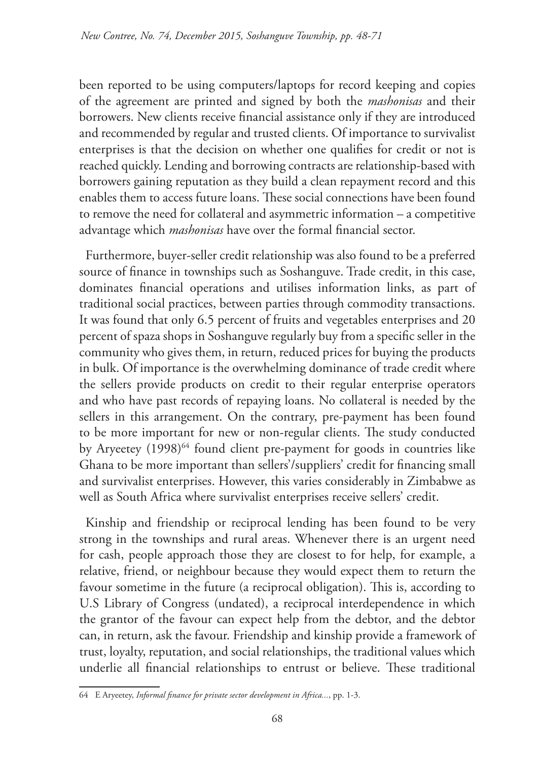been reported to be using computers/laptops for record keeping and copies of the agreement are printed and signed by both the *mashonisas* and their borrowers. New clients receive financial assistance only if they are introduced and recommended by regular and trusted clients. Of importance to survivalist enterprises is that the decision on whether one qualifies for credit or not is reached quickly. Lending and borrowing contracts are relationship-based with borrowers gaining reputation as they build a clean repayment record and this enables them to access future loans. These social connections have been found to remove the need for collateral and asymmetric information – a competitive advantage which *mashonisas* have over the formal financial sector.

Furthermore, buyer-seller credit relationship was also found to be a preferred source of finance in townships such as Soshanguve. Trade credit, in this case, dominates financial operations and utilises information links, as part of traditional social practices, between parties through commodity transactions. It was found that only 6.5 percent of fruits and vegetables enterprises and 20 percent of spaza shops in Soshanguve regularly buy from a specific seller in the community who gives them, in return, reduced prices for buying the products in bulk. Of importance is the overwhelming dominance of trade credit where the sellers provide products on credit to their regular enterprise operators and who have past records of repaying loans. No collateral is needed by the sellers in this arrangement. On the contrary, pre-payment has been found to be more important for new or non-regular clients. The study conducted by Aryeetey (1998)[64] found client pre-payment for goods in countries like Ghana to be more important than sellers'/suppliers' credit for financing small and survivalist enterprises. However, this varies considerably in Zimbabwe as well as South Africa where survivalist enterprises receive sellers' credit.

Kinship and friendship or reciprocal lending has been found to be very strong in the townships and rural areas. Whenever there is an urgent need for cash, people approach those they are closest to for help, for example, a relative, friend, or neighbour because they would expect them to return the favour sometime in the future (a reciprocal obligation). This is, according to U.S Library of Congress (undated), a reciprocal interdependence in which the grantor of the favour can expect help from the debtor, and the debtor can, in return, ask the favour. Friendship and kinship provide a framework of trust, loyalty, reputation, and social relationships, the traditional values which underlie all financial relationships to entrust or believe. These traditional

---

64 E Aryeetey, *Informal finance for private sector development in Africa...*, pp. 1-3.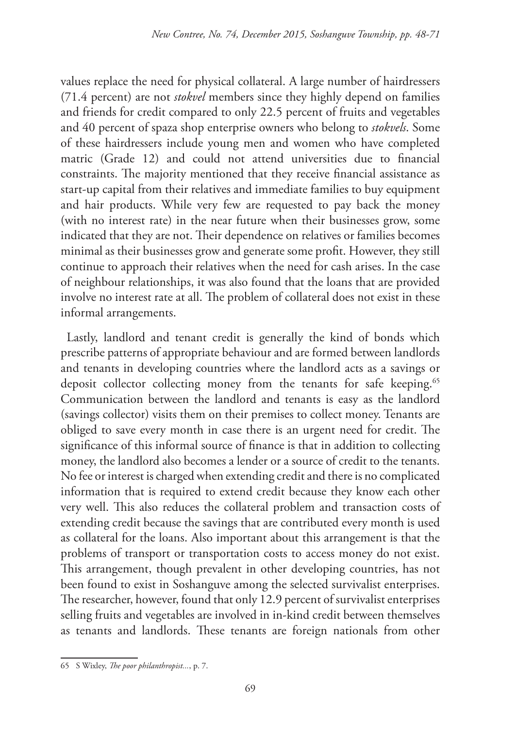values replace the need for physical collateral. A large number of hairdressers (71.4 percent) are not *stokvel* members since they highly depend on families and friends for credit compared to only 22.5 percent of fruits and vegetables and 40 percent of spaza shop enterprise owners who belong to *stokvels*. Some of these hairdressers include young men and women who have completed matric (Grade 12) and could not attend universities due to financial constraints. The majority mentioned that they receive financial assistance as start-up capital from their relatives and immediate families to buy equipment and hair products. While very few are requested to pay back the money (with no interest rate) in the near future when their businesses grow, some indicated that they are not. Their dependence on relatives or families becomes minimal as their businesses grow and generate some profit. However, they still continue to approach their relatives when the need for cash arises. In the case of neighbour relationships, it was also found that the loans that are provided involve no interest rate at all. The problem of collateral does not exist in these informal arrangements.

Lastly, landlord and tenant credit is generally the kind of bonds which prescribe patterns of appropriate behaviour and are formed between landlords and tenants in developing countries where the landlord acts as a savings or deposit collector collecting money from the tenants for safe keeping.[65] Communication between the landlord and tenants is easy as the landlord (savings collector) visits them on their premises to collect money. Tenants are obliged to save every month in case there is an urgent need for credit. The significance of this informal source of finance is that in addition to collecting money, the landlord also becomes a lender or a source of credit to the tenants. No fee or interest is charged when extending credit and there is no complicated information that is required to extend credit because they know each other very well. This also reduces the collateral problem and transaction costs of extending credit because the savings that are contributed every month is used as collateral for the loans. Also important about this arrangement is that the problems of transport or transportation costs to access money do not exist. This arrangement, though prevalent in other developing countries, has not been found to exist in Soshanguve among the selected survivalist enterprises. The researcher, however, found that only 12.9 percent of survivalist enterprises selling fruits and vegetables are involved in in-kind credit between themselves as tenants and landlords. These tenants are foreign nationals from other

---

65 S Wixley, *The poor philanthropist...*, p. 7.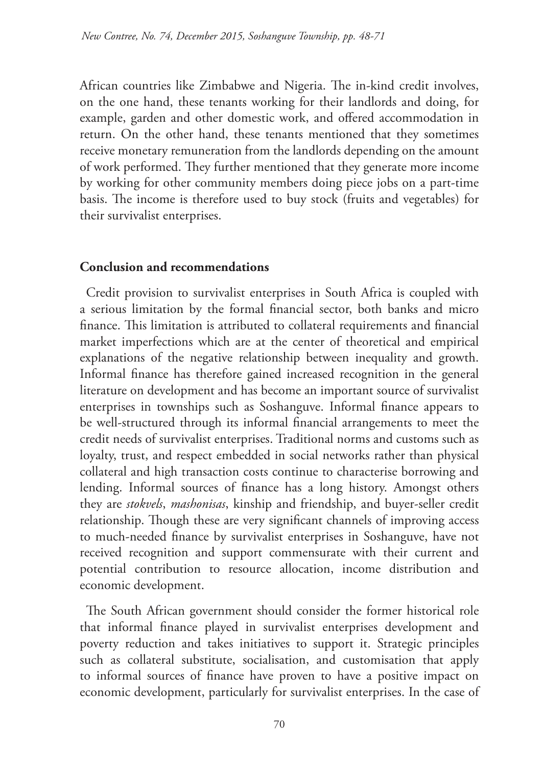African countries like Zimbabwe and Nigeria. The in-kind credit involves, on the one hand, these tenants working for their landlords and doing, for example, garden and other domestic work, and offered accommodation in return. On the other hand, these tenants mentioned that they sometimes receive monetary remuneration from the landlords depending on the amount of work performed. They further mentioned that they generate more income by working for other community members doing piece jobs on a part-time basis. The income is therefore used to buy stock (fruits and vegetables) for their survivalist enterprises.

## Conclusion and recommendations

Credit provision to survivalist enterprises in South Africa is coupled with a serious limitation by the formal financial sector, both banks and micro finance. This limitation is attributed to collateral requirements and financial market imperfections which are at the center of theoretical and empirical explanations of the negative relationship between inequality and growth. Informal finance has therefore gained increased recognition in the general literature on development and has become an important source of survivalist enterprises in townships such as Soshanguve. Informal finance appears to be well-structured through its informal financial arrangements to meet the credit needs of survivalist enterprises. Traditional norms and customs such as loyalty, trust, and respect embedded in social networks rather than physical collateral and high transaction costs continue to characterise borrowing and lending. Informal sources of finance has a long history. Amongst others they are *stokvels*, *mashonisas*, kinship and friendship, and buyer-seller credit relationship. Though these are very significant channels of improving access to much-needed finance by survivalist enterprises in Soshanguve, have not received recognition and support commensurate with their current and potential contribution to resource allocation, income distribution and economic development.

The South African government should consider the former historical role that informal finance played in survivalist enterprises development and poverty reduction and takes initiatives to support it. Strategic principles such as collateral substitute, socialisation, and customisation that apply to informal sources of finance have proven to have a positive impact on economic development, particularly for survivalist enterprises. In the case of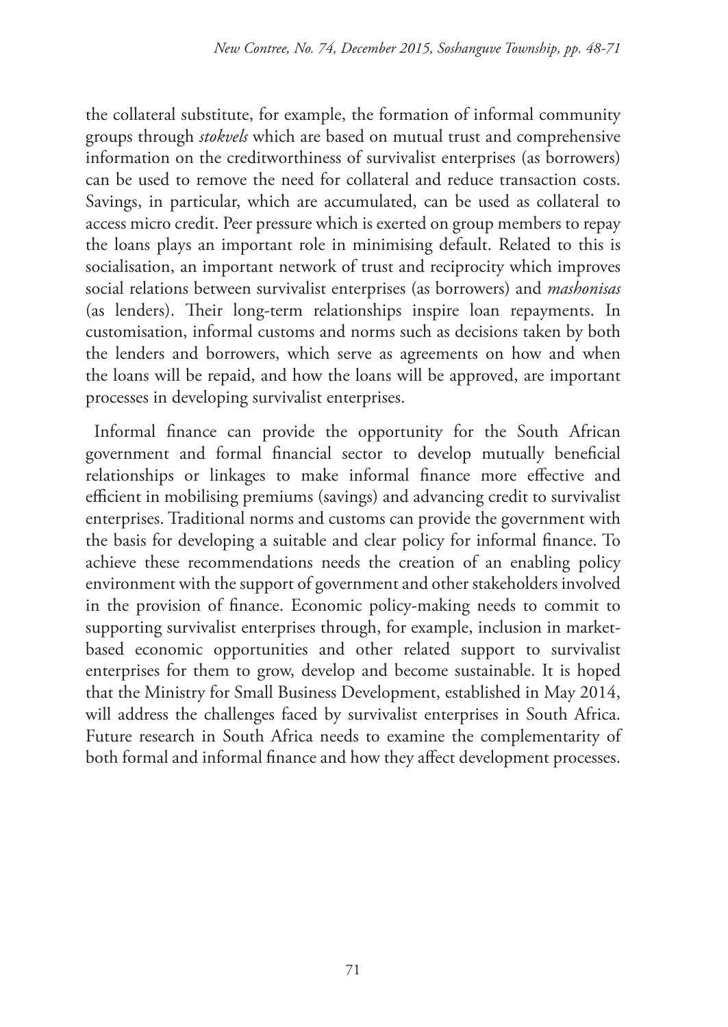the collateral substitute, for example, the formation of informal community groups through *stokvels* which are based on mutual trust and comprehensive information on the creditworthiness of survivalist enterprises (as borrowers) can be used to remove the need for collateral and reduce transaction costs. Savings, in particular, which are accumulated, can be used as collateral to access micro credit. Peer pressure which is exerted on group members to repay the loans plays an important role in minimising default. Related to this is socialisation, an important network of trust and reciprocity which improves social relations between survivalist enterprises (as borrowers) and *mashonisas* (as lenders). Their long-term relationships inspire loan repayments. In customisation, informal customs and norms such as decisions taken by both the lenders and borrowers, which serve as agreements on how and when the loans will be repaid, and how the loans will be approved, are important processes in developing survivalist enterprises.

Informal finance can provide the opportunity for the South African government and formal financial sector to develop mutually beneficial relationships or linkages to make informal finance more effective and efficient in mobilising premiums (savings) and advancing credit to survivalist enterprises. Traditional norms and customs can provide the government with the basis for developing a suitable and clear policy for informal finance. To achieve these recommendations needs the creation of an enabling policy environment with the support of government and other stakeholders involved in the provision of finance. Economic policy-making needs to commit to supporting survivalist enterprises through, for example, inclusion in market-based economic opportunities and other related support to survivalist enterprises for them to grow, develop and become sustainable. It is hoped that the Ministry for Small Business Development, established in May 2014, will address the challenges faced by survivalist enterprises in South Africa. Future research in South Africa needs to examine the complementarity of both formal and informal finance and how they affect development processes.